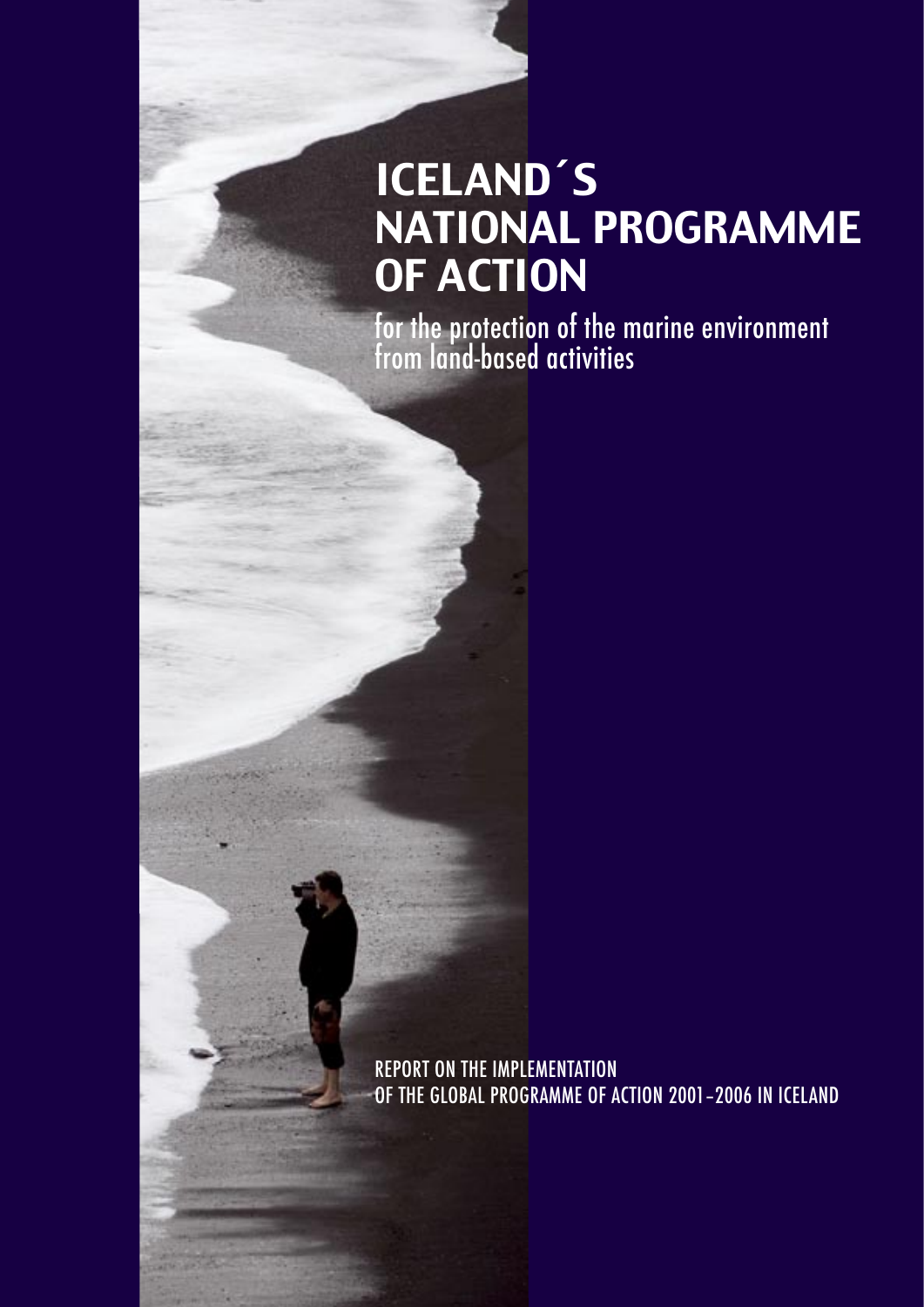# ICELAND´S NATIONAL PROGRAMME OF ACTION

for the protection of the marine environment from land-based activities

REPORT ON THE IMPLEMENTATION OF THE GLOBAL PROGRAMME OF ACTION 2001–2006 IN ICELAND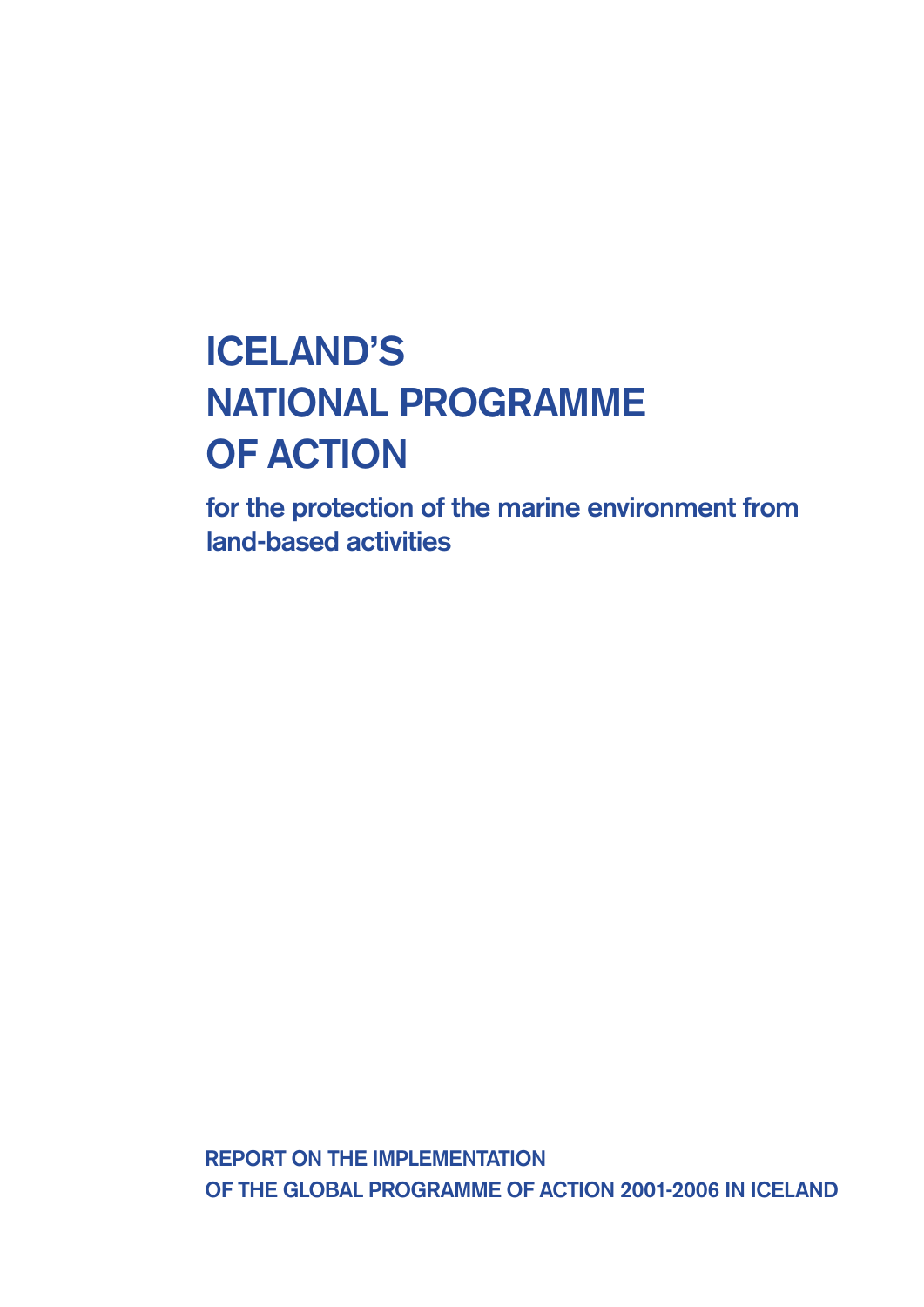# ICELAND'S NATIONAL PROGRAMME OF ACTION

## for the protection of the marine environment from land-based activities

**REPORT ON THE IMPLEMENTATION OF THE GLOBAL PROGRAMME OF ACTION 2001-2006 IN ICELAND**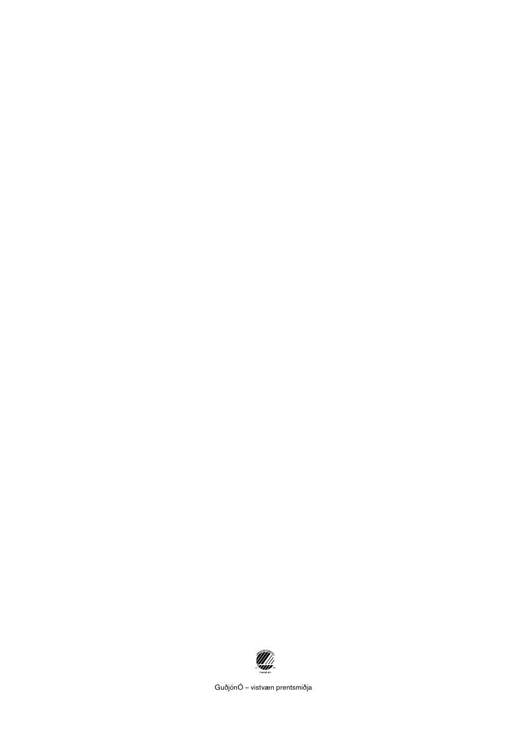GuðjónÓ – vistvæn prentsmiðja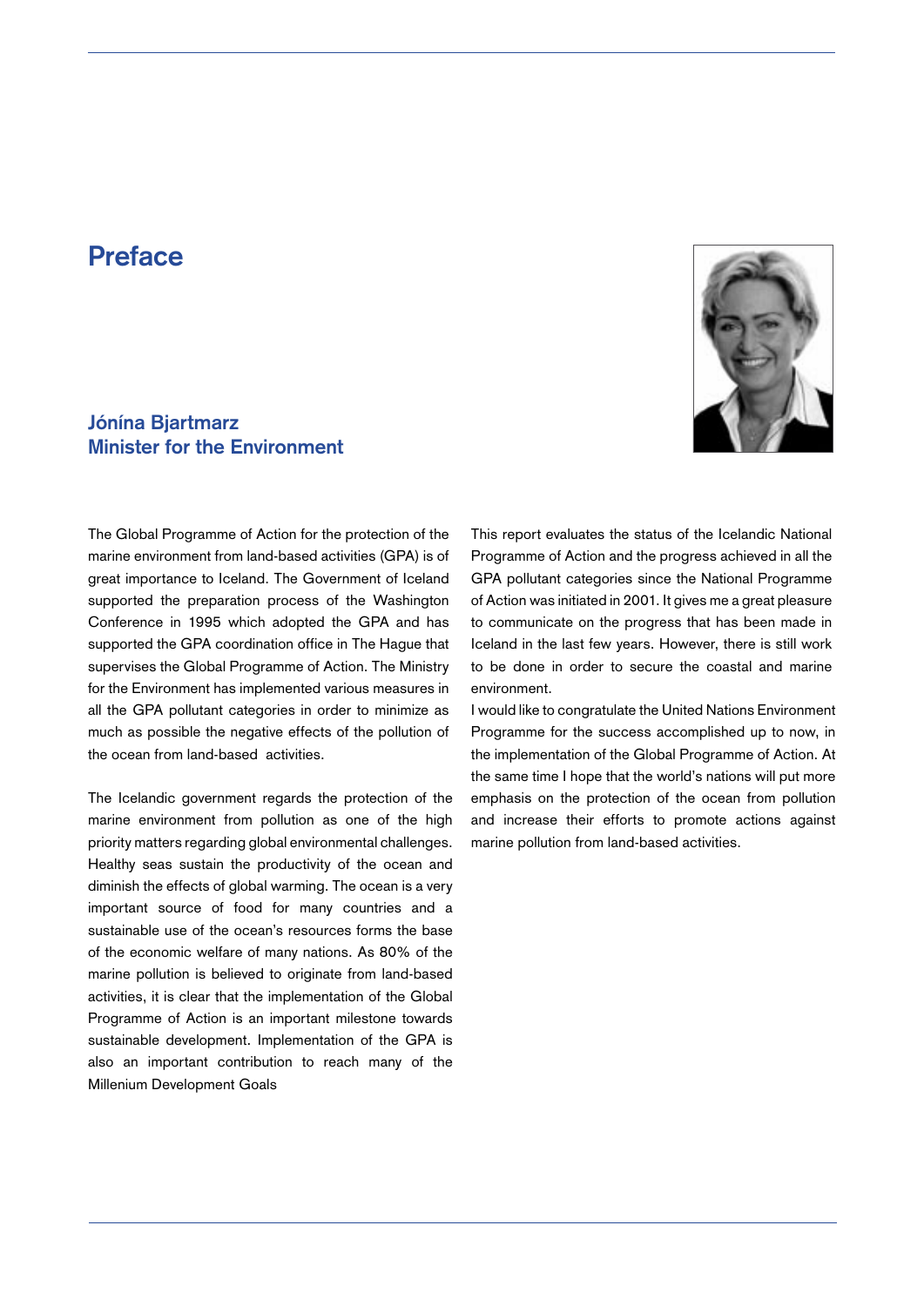# Preface

## Jónína Bjartmarz
## Minister for the Environment

The Global Programme of Action for the protection of the marine environment from land-based activities (GPA) is of great importance to Iceland. The Government of Iceland supported the preparation process of the Washington Conference in 1995 which adopted the GPA and has supported the GPA coordination office in The Hague that supervises the Global Programme of Action. The Ministry for the Environment has implemented various measures in all the GPA pollutant categories in order to minimize as much as possible the negative effects of the pollution of the ocean from land-based activities.

The Icelandic government regards the protection of the marine environment from pollution as one of the high priority matters regarding global environmental challenges. Healthy seas sustain the productivity of the ocean and diminish the effects of global warming. The ocean is a very important source of food for many countries and a sustainable use of the ocean's resources forms the base of the economic welfare of many nations. As 80% of the marine pollution is believed to originate from land-based activities, it is clear that the implementation of the Global Programme of Action is an important milestone towards sustainable development. Implementation of the GPA is also an important contribution to reach many of the Millenium Development Goals

This report evaluates the status of the Icelandic National Programme of Action and the progress achieved in all the GPA pollutant categories since the National Programme of Action was initiated in 2001. It gives me a great pleasure to communicate on the progress that has been made in Iceland in the last few years. However, there is still work to be done in order to secure the coastal and marine environment.

I would like to congratulate the United Nations Environment Programme for the success accomplished up to now, in the implementation of the Global Programme of Action. At the same time I hope that the world's nations will put more emphasis on the protection of the ocean from pollution and increase their efforts to promote actions against marine pollution from land-based activities.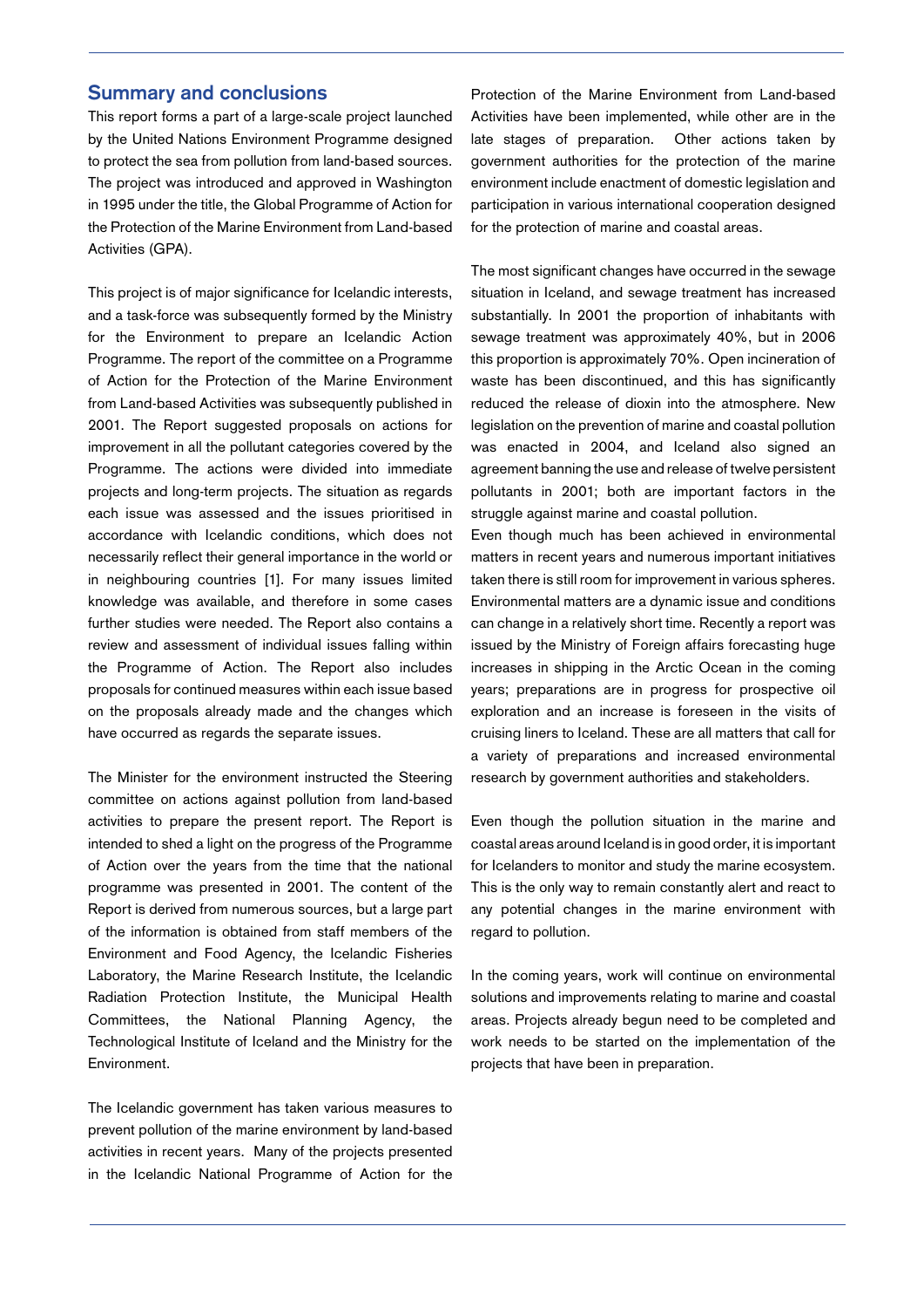## Summary and conclusions

This report forms a part of a large-scale project launched by the United Nations Environment Programme designed to protect the sea from pollution from land-based sources. The project was introduced and approved in Washington in 1995 under the title, the Global Programme of Action for the Protection of the Marine Environment from Land-based Activities (GPA).

This project is of major significance for Icelandic interests, and a task-force was subsequently formed by the Ministry for the Environment to prepare an Icelandic Action Programme. The report of the committee on a Programme of Action for the Protection of the Marine Environment from Land-based Activities was subsequently published in 2001. The Report suggested proposals on actions for improvement in all the pollutant categories covered by the Programme. The actions were divided into immediate projects and long-term projects. The situation as regards each issue was assessed and the issues prioritised in accordance with Icelandic conditions, which does not necessarily reflect their general importance in the world or in neighbouring countries [1]. For many issues limited knowledge was available, and therefore in some cases further studies were needed. The Report also contains a review and assessment of individual issues falling within the Programme of Action. The Report also includes proposals for continued measures within each issue based on the proposals already made and the changes which have occurred as regards the separate issues.

The Minister for the environment instructed the Steering committee on actions against pollution from land-based activities to prepare the present report. The Report is intended to shed a light on the progress of the Programme of Action over the years from the time that the national programme was presented in 2001. The content of the Report is derived from numerous sources, but a large part of the information is obtained from staff members of the Environment and Food Agency, the Icelandic Fisheries Laboratory, the Marine Research Institute, the Icelandic Radiation Protection Institute, the Municipal Health Committees, the National Planning Agency, the Technological Institute of Iceland and the Ministry for the Environment.

The Icelandic government has taken various measures to prevent pollution of the marine environment by land-based activities in recent years. Many of the projects presented in the Icelandic National Programme of Action for the Protection of the Marine Environment from Land-based Activities have been implemented, while other are in the late stages of preparation. Other actions taken by government authorities for the protection of the marine environment include enactment of domestic legislation and participation in various international cooperation designed for the protection of marine and coastal areas.

The most significant changes have occurred in the sewage situation in Iceland, and sewage treatment has increased substantially. In 2001 the proportion of inhabitants with sewage treatment was approximately 40%, but in 2006 this proportion is approximately 70%. Open incineration of waste has been discontinued, and this has significantly reduced the release of dioxin into the atmosphere. New legislation on the prevention of marine and coastal pollution was enacted in 2004, and Iceland also signed an agreement banning the use and release of twelve persistent pollutants in 2001; both are important factors in the struggle against marine and coastal pollution.

Even though much has been achieved in environmental matters in recent years and numerous important initiatives taken there is still room for improvement in various spheres. Environmental matters are a dynamic issue and conditions can change in a relatively short time. Recently a report was issued by the Ministry of Foreign affairs forecasting huge increases in shipping in the Arctic Ocean in the coming years; preparations are in progress for prospective oil exploration and an increase is foreseen in the visits of cruising liners to Iceland. These are all matters that call for a variety of preparations and increased environmental research by government authorities and stakeholders.

Even though the pollution situation in the marine and coastal areas around Iceland is in good order, it is important for Icelanders to monitor and study the marine ecosystem. This is the only way to remain constantly alert and react to any potential changes in the marine environment with regard to pollution.

In the coming years, work will continue on environmental solutions and improvements relating to marine and coastal areas. Projects already begun need to be completed and work needs to be started on the implementation of the projects that have been in preparation.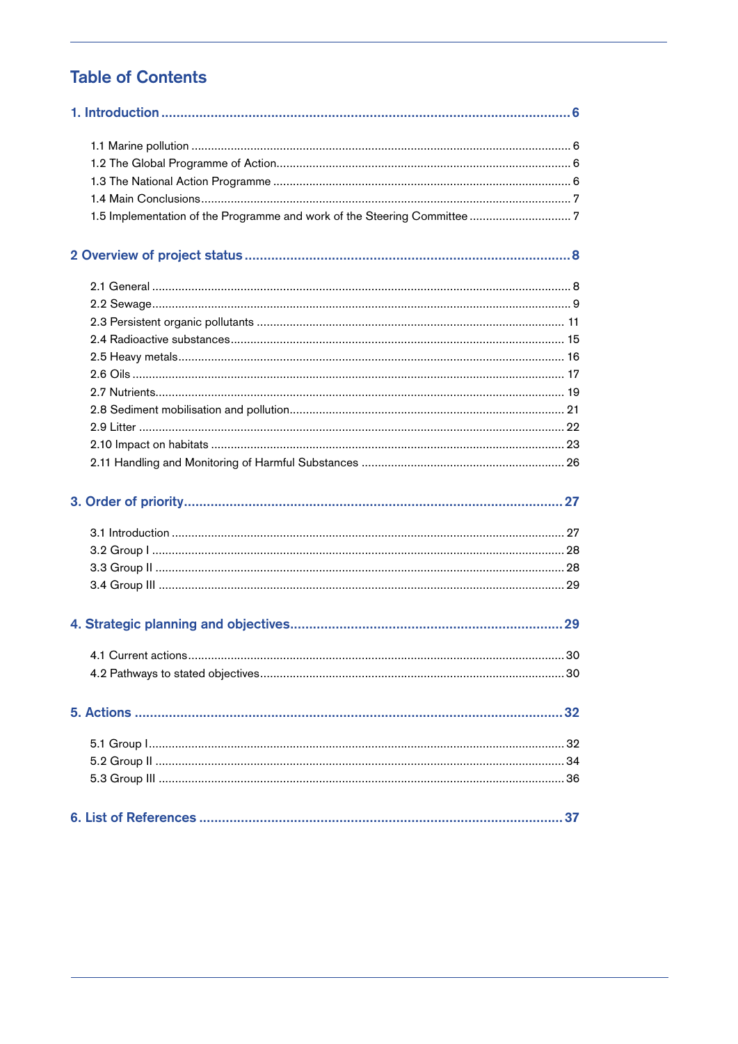# Table of Contents

**1. Introduction ... 6**

- 1.1 Marine pollution ... 6
- 1.2 The Global Programme of Action ... 6
- 1.3 The National Action Programme ... 6
- 1.4 Main Conclusions ... 7
- 1.5 Implementation of the Programme and work of the Steering Committee ... 7

**2 Overview of project status ... 8**

- 2.1 General ... 8
- 2.2 Sewage ... 9
- 2.3 Persistent organic pollutants ... 11
- 2.4 Radioactive substances ... 15
- 2.5 Heavy metals ... 16
- 2.6 Oils ... 17
- 2.7 Nutrients ... 19
- 2.8 Sediment mobilisation and pollution ... 21
- 2.9 Litter ... 22
- 2.10 Impact on habitats ... 23
- 2.11 Handling and Monitoring of Harmful Substances ... 26

**3. Order of priority ... 27**

- 3.1 Introduction ... 27
- 3.2 Group I ... 28
- 3.3 Group II ... 28
- 3.4 Group III ... 29

**4. Strategic planning and objectives ... 29**

- 4.1 Current actions ... 30
- 4.2 Pathways to stated objectives ... 30

**5. Actions ... 32**

- 5.1 Group I ... 32
- 5.2 Group II ... 34
- 5.3 Group III ... 36

**6. List of References ... 37**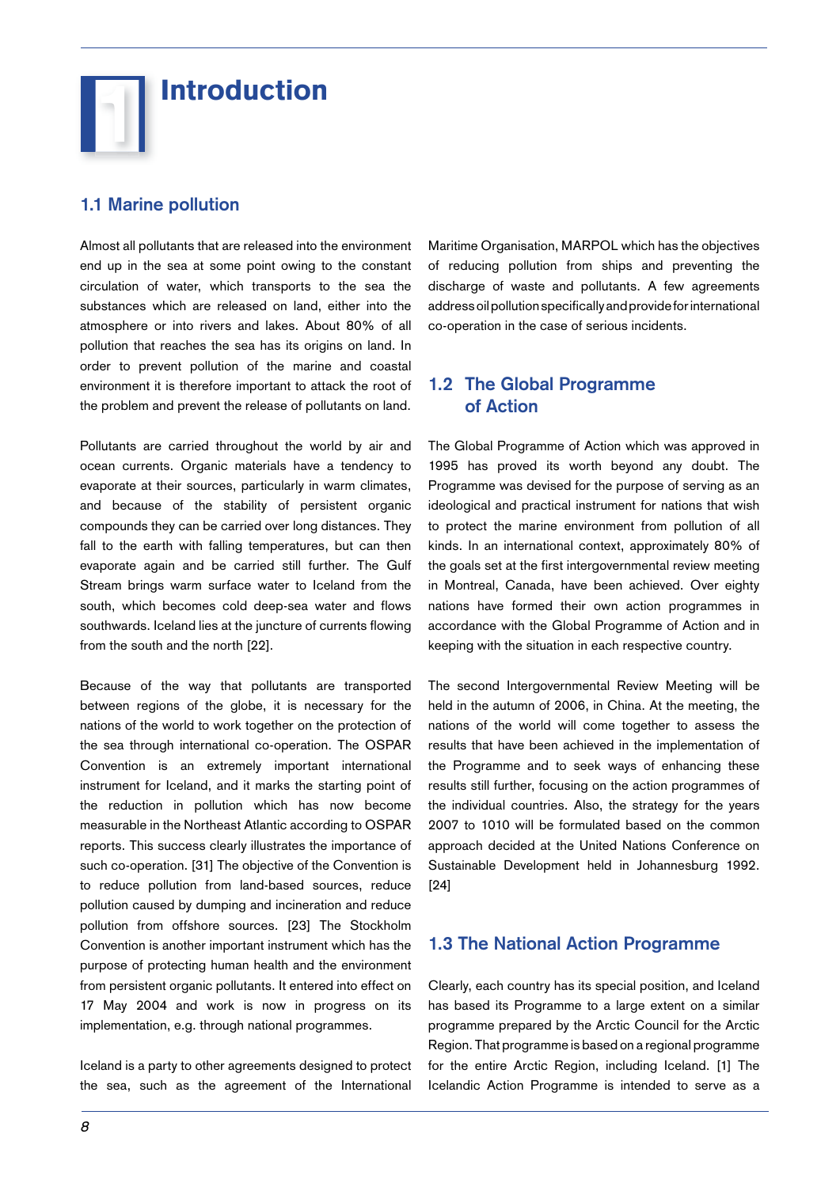# 1 Introduction

## 1.1 Marine pollution

Almost all pollutants that are released into the environment end up in the sea at some point owing to the constant circulation of water, which transports to the sea the substances which are released on land, either into the atmosphere or into rivers and lakes. About 80% of all pollution that reaches the sea has its origins on land. In order to prevent pollution of the marine and coastal environment it is therefore important to attack the root of the problem and prevent the release of pollutants on land.

Pollutants are carried throughout the world by air and ocean currents. Organic materials have a tendency to evaporate at their sources, particularly in warm climates, and because of the stability of persistent organic compounds they can be carried over long distances. They fall to the earth with falling temperatures, but can then evaporate again and be carried still further. The Gulf Stream brings warm surface water to Iceland from the south, which becomes cold deep-sea water and flows southwards. Iceland lies at the juncture of currents flowing from the south and the north [22].

Because of the way that pollutants are transported between regions of the globe, it is necessary for the nations of the world to work together on the protection of the sea through international co-operation. The OSPAR Convention is an extremely important international instrument for Iceland, and it marks the starting point of the reduction in pollution which has now become measurable in the Northeast Atlantic according to OSPAR reports. This success clearly illustrates the importance of such co-operation. [31] The objective of the Convention is to reduce pollution from land-based sources, reduce pollution caused by dumping and incineration and reduce pollution from offshore sources. [23] The Stockholm Convention is another important instrument which has the purpose of protecting human health and the environment from persistent organic pollutants. It entered into effect on 17 May 2004 and work is now in progress on its implementation, e.g. through national programmes.

Iceland is a party to other agreements designed to protect the sea, such as the agreement of the International Maritime Organisation, MARPOL which has the objectives of reducing pollution from ships and preventing the discharge of waste and pollutants. A few agreements address oil pollution specifically and provide for international co-operation in the case of serious incidents.

## 1.2 The Global Programme of Action

The Global Programme of Action which was approved in 1995 has proved its worth beyond any doubt. The Programme was devised for the purpose of serving as an ideological and practical instrument for nations that wish to protect the marine environment from pollution of all kinds. In an international context, approximately 80% of the goals set at the first intergovernmental review meeting in Montreal, Canada, have been achieved. Over eighty nations have formed their own action programmes in accordance with the Global Programme of Action and in keeping with the situation in each respective country.

The second Intergovernmental Review Meeting will be held in the autumn of 2006, in China. At the meeting, the nations of the world will come together to assess the results that have been achieved in the implementation of the Programme and to seek ways of enhancing these results still further, focusing on the action programmes of the individual countries. Also, the strategy for the years 2007 to 1010 will be formulated based on the common approach decided at the United Nations Conference on Sustainable Development held in Johannesburg 1992. [24]

## 1.3 The National Action Programme

Clearly, each country has its special position, and Iceland has based its Programme to a large extent on a similar programme prepared by the Arctic Council for the Arctic Region. That programme is based on a regional programme for the entire Arctic Region, including Iceland. [1] The Icelandic Action Programme is intended to serve as a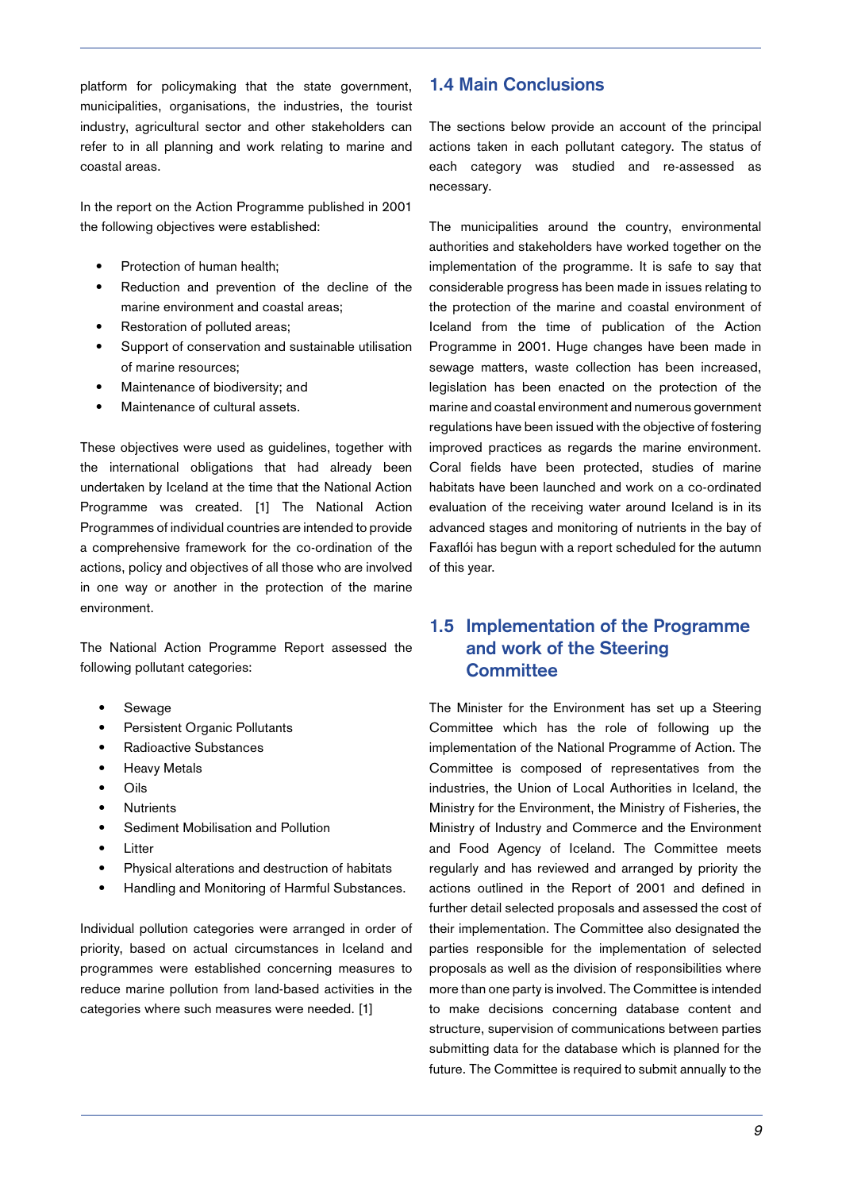platform for policymaking that the state government, municipalities, organisations, the industries, the tourist industry, agricultural sector and other stakeholders can refer to in all planning and work relating to marine and coastal areas.

In the report on the Action Programme published in 2001 the following objectives were established:

- Protection of human health;
- Reduction and prevention of the decline of the marine environment and coastal areas;
- Restoration of polluted areas;
- Support of conservation and sustainable utilisation of marine resources;
- Maintenance of biodiversity; and
- Maintenance of cultural assets.

These objectives were used as guidelines, together with the international obligations that had already been undertaken by Iceland at the time that the National Action Programme was created. [1] The National Action Programmes of individual countries are intended to provide a comprehensive framework for the co-ordination of the actions, policy and objectives of all those who are involved in one way or another in the protection of the marine environment.

The National Action Programme Report assessed the following pollutant categories:

- Sewage
- Persistent Organic Pollutants
- Radioactive Substances
- Heavy Metals
- Oils
- Nutrients
- Sediment Mobilisation and Pollution
- Litter
- Physical alterations and destruction of habitats
- Handling and Monitoring of Harmful Substances.

Individual pollution categories were arranged in order of priority, based on actual circumstances in Iceland and programmes were established concerning measures to reduce marine pollution from land-based activities in the categories where such measures were needed. [1]

## 1.4 Main Conclusions

The sections below provide an account of the principal actions taken in each pollutant category. The status of each category was studied and re-assessed as necessary.

The municipalities around the country, environmental authorities and stakeholders have worked together on the implementation of the programme. It is safe to say that considerable progress has been made in issues relating to the protection of the marine and coastal environment of Iceland from the time of publication of the Action Programme in 2001. Huge changes have been made in sewage matters, waste collection has been increased, legislation has been enacted on the protection of the marine and coastal environment and numerous government regulations have been issued with the objective of fostering improved practices as regards the marine environment. Coral fields have been protected, studies of marine habitats have been launched and work on a co-ordinated evaluation of the receiving water around Iceland is in its advanced stages and monitoring of nutrients in the bay of Faxaflói has begun with a report scheduled for the autumn of this year.

## 1.5 Implementation of the Programme and work of the Steering Committee

The Minister for the Environment has set up a Steering Committee which has the role of following up the implementation of the National Programme of Action. The Committee is composed of representatives from the industries, the Union of Local Authorities in Iceland, the Ministry for the Environment, the Ministry of Fisheries, the Ministry of Industry and Commerce and the Environment and Food Agency of Iceland. The Committee meets regularly and has reviewed and arranged by priority the actions outlined in the Report of 2001 and defined in further detail selected proposals and assessed the cost of their implementation. The Committee also designated the parties responsible for the implementation of selected proposals as well as the division of responsibilities where more than one party is involved. The Committee is intended to make decisions concerning database content and structure, supervision of communications between parties submitting data for the database which is planned for the future. The Committee is required to submit annually to the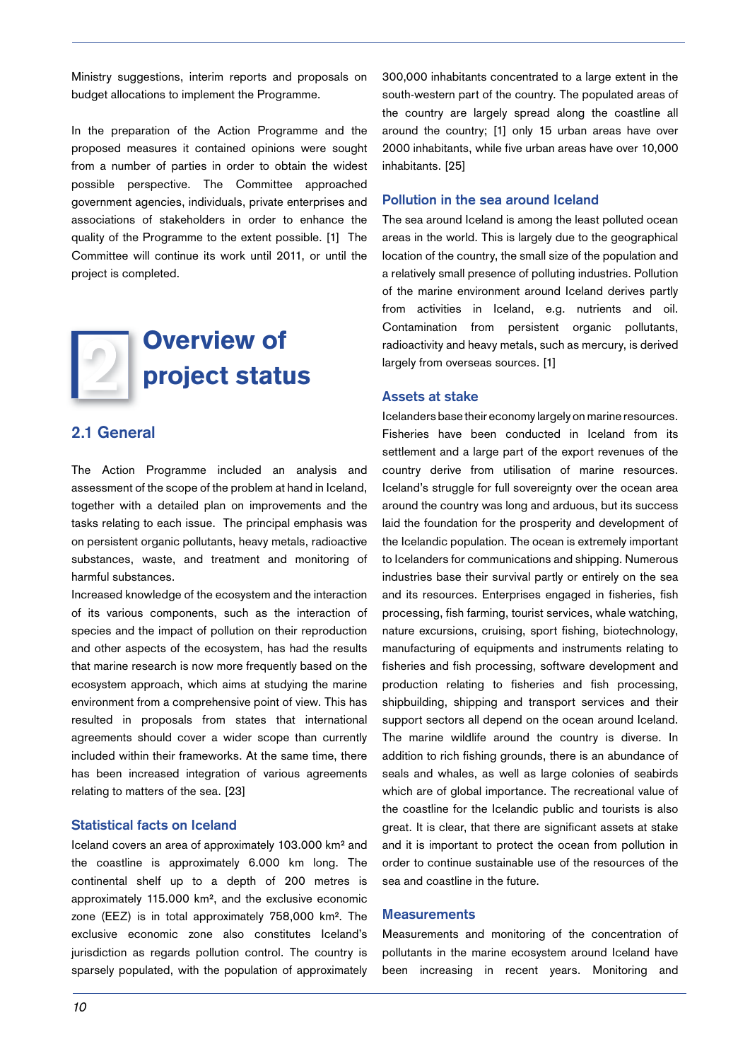Ministry suggestions, interim reports and proposals on budget allocations to implement the Programme.

In the preparation of the Action Programme and the proposed measures it contained opinions were sought from a number of parties in order to obtain the widest possible perspective. The Committee approached government agencies, individuals, private enterprises and associations of stakeholders in order to enhance the quality of the Programme to the extent possible. [1] The Committee will continue its work until 2011, or until the project is completed.

# 2 Overview of project status

## 2.1 General

The Action Programme included an analysis and assessment of the scope of the problem at hand in Iceland, together with a detailed plan on improvements and the tasks relating to each issue. The principal emphasis was on persistent organic pollutants, heavy metals, radioactive substances, waste, and treatment and monitoring of harmful substances.

Increased knowledge of the ecosystem and the interaction of its various components, such as the interaction of species and the impact of pollution on their reproduction and other aspects of the ecosystem, has had the results that marine research is now more frequently based on the ecosystem approach, which aims at studying the marine environment from a comprehensive point of view. This has resulted in proposals from states that international agreements should cover a wider scope than currently included within their frameworks. At the same time, there has been increased integration of various agreements relating to matters of the sea. [23]

### Statistical facts on Iceland

Iceland covers an area of approximately 103.000 km² and the coastline is approximately 6.000 km long. The continental shelf up to a depth of 200 metres is approximately 115.000 km², and the exclusive economic zone (EEZ) is in total approximately 758,000 km². The exclusive economic zone also constitutes Iceland's jurisdiction as regards pollution control. The country is sparsely populated, with the population of approximately 300,000 inhabitants concentrated to a large extent in the south-western part of the country. The populated areas of the country are largely spread along the coastline all around the country; [1] only 15 urban areas have over 2000 inhabitants, while five urban areas have over 10,000 inhabitants. [25]

### Pollution in the sea around Iceland

The sea around Iceland is among the least polluted ocean areas in the world. This is largely due to the geographical location of the country, the small size of the population and a relatively small presence of polluting industries. Pollution of the marine environment around Iceland derives partly from activities in Iceland, e.g. nutrients and oil. Contamination from persistent organic pollutants, radioactivity and heavy metals, such as mercury, is derived largely from overseas sources. [1]

### Assets at stake

Icelanders base their economy largely on marine resources. Fisheries have been conducted in Iceland from its settlement and a large part of the export revenues of the country derive from utilisation of marine resources. Iceland's struggle for full sovereignty over the ocean area around the country was long and arduous, but its success laid the foundation for the prosperity and development of the Icelandic population. The ocean is extremely important to Icelanders for communications and shipping. Numerous industries base their survival partly or entirely on the sea and its resources. Enterprises engaged in fisheries, fish processing, fish farming, tourist services, whale watching, nature excursions, cruising, sport fishing, biotechnology, manufacturing of equipments and instruments relating to fisheries and fish processing, software development and production relating to fisheries and fish processing, shipbuilding, shipping and transport services and their support sectors all depend on the ocean around Iceland. The marine wildlife around the country is diverse. In addition to rich fishing grounds, there is an abundance of seals and whales, as well as large colonies of seabirds which are of global importance. The recreational value of the coastline for the Icelandic public and tourists is also great. It is clear, that there are significant assets at stake and it is important to protect the ocean from pollution in order to continue sustainable use of the resources of the sea and coastline in the future.

### Measurements

Measurements and monitoring of the concentration of pollutants in the marine ecosystem around Iceland have been increasing in recent years. Monitoring and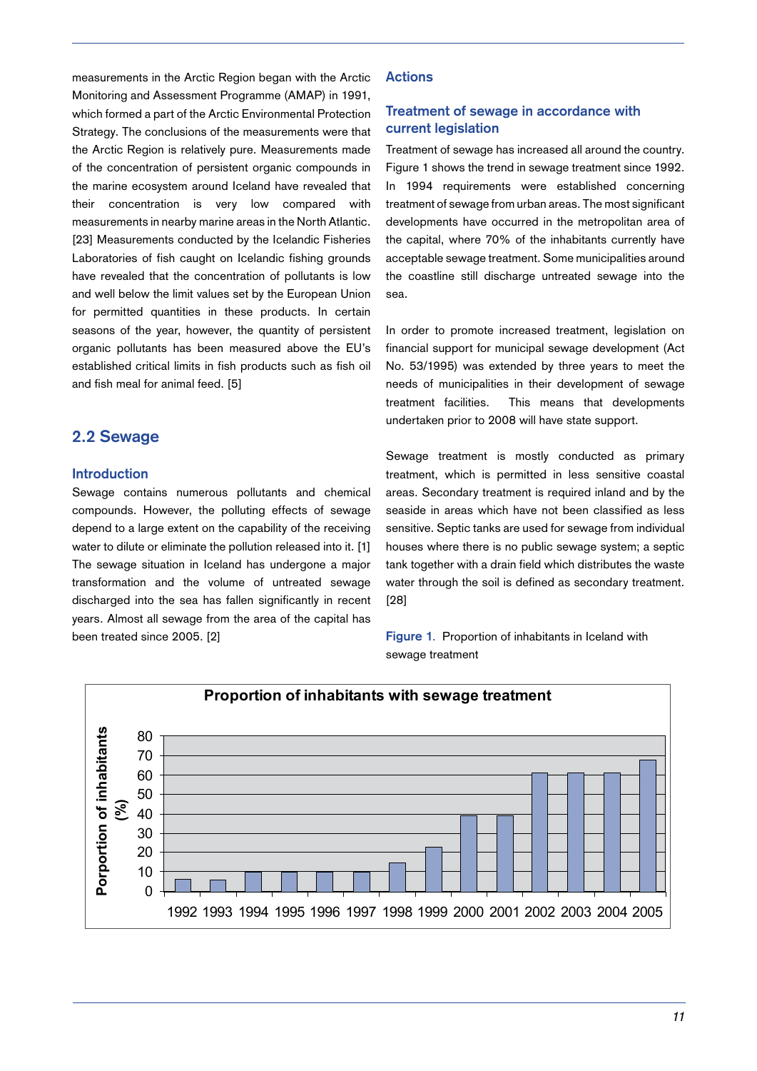measurements in the Arctic Region began with the Arctic Monitoring and Assessment Programme (AMAP) in 1991, which formed a part of the Arctic Environmental Protection Strategy. The conclusions of the measurements were that the Arctic Region is relatively pure. Measurements made of the concentration of persistent organic compounds in the marine ecosystem around Iceland have revealed that their concentration is very low compared with measurements in nearby marine areas in the North Atlantic. [23] Measurements conducted by the Icelandic Fisheries Laboratories of fish caught on Icelandic fishing grounds have revealed that the concentration of pollutants is low and well below the limit values set by the European Union for permitted quantities in these products. In certain seasons of the year, however, the quantity of persistent organic pollutants has been measured above the EU's established critical limits in fish products such as fish oil and fish meal for animal feed. [5]

## 2.2 Sewage

### Introduction

Sewage contains numerous pollutants and chemical compounds. However, the polluting effects of sewage depend to a large extent on the capability of the receiving water to dilute or eliminate the pollution released into it. [1] The sewage situation in Iceland has undergone a major transformation and the volume of untreated sewage discharged into the sea has fallen significantly in recent years. Almost all sewage from the area of the capital has been treated since 2005. [2]

### Actions

### Treatment of sewage in accordance with current legislation

Treatment of sewage has increased all around the country. Figure 1 shows the trend in sewage treatment since 1992. In 1994 requirements were established concerning treatment of sewage from urban areas. The most significant developments have occurred in the metropolitan area of the capital, where 70% of the inhabitants currently have acceptable sewage treatment. Some municipalities around the coastline still discharge untreated sewage into the sea.

In order to promote increased treatment, legislation on financial support for municipal sewage development (Act No. 53/1995) was extended by three years to meet the needs of municipalities in their development of sewage treatment facilities. This means that developments undertaken prior to 2008 will have state support.

Sewage treatment is mostly conducted as primary treatment, which is permitted in less sensitive coastal areas. Secondary treatment is required inland and by the seaside in areas which have not been classified as less sensitive. Septic tanks are used for sewage from individual houses where there is no public sewage system; a septic tank together with a drain field which distributes the waste water through the soil is defined as secondary treatment. [28]

**Figure 1.** Proportion of inhabitants in Iceland with sewage treatment

**Proportion of inhabitants with sewage treatment**

| Year | Proportion of inhabitants (%) |
|---|---|
| 1992 | 6 |
| 1993 | 6 |
| 1994 | 10 |
| 1995 | 10 |
| 1996 | 10 |
| 1997 | 10 |
| 1998 | 15 |
| 1999 | 23 |
| 2000 | 39 |
| 2001 | 39 |
| 2002 | 61 |
| 2003 | 61 |
| 2004 | 61 |
| 2005 | 68 |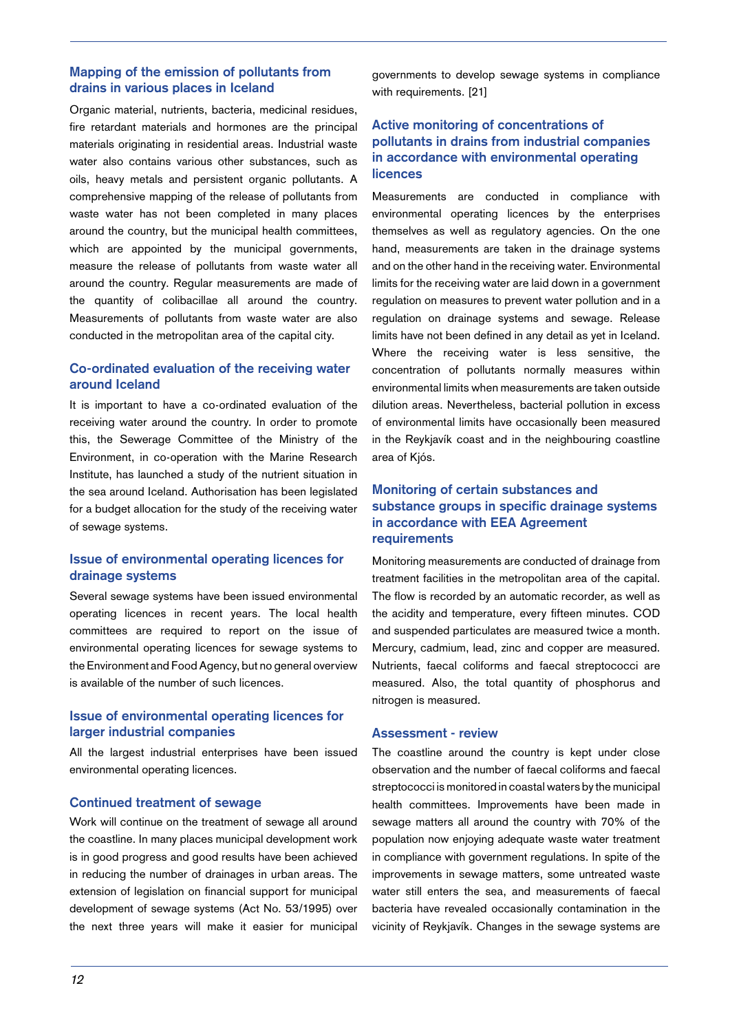### Mapping of the emission of pollutants from drains in various places in Iceland

Organic material, nutrients, bacteria, medicinal residues, fire retardant materials and hormones are the principal materials originating in residential areas. Industrial waste water also contains various other substances, such as oils, heavy metals and persistent organic pollutants. A comprehensive mapping of the release of pollutants from waste water has not been completed in many places around the country, but the municipal health committees, which are appointed by the municipal governments, measure the release of pollutants from waste water all around the country. Regular measurements are made of the quantity of colibacillae all around the country. Measurements of pollutants from waste water are also conducted in the metropolitan area of the capital city.

### Co-ordinated evaluation of the receiving water around Iceland

It is important to have a co-ordinated evaluation of the receiving water around the country. In order to promote this, the Sewerage Committee of the Ministry of the Environment, in co-operation with the Marine Research Institute, has launched a study of the nutrient situation in the sea around Iceland. Authorisation has been legislated for a budget allocation for the study of the receiving water of sewage systems.

### Issue of environmental operating licences for drainage systems

Several sewage systems have been issued environmental operating licences in recent years. The local health committees are required to report on the issue of environmental operating licences for sewage systems to the Environment and Food Agency, but no general overview is available of the number of such licences.

### Issue of environmental operating licences for larger industrial companies

All the largest industrial enterprises have been issued environmental operating licences.

### Continued treatment of sewage

Work will continue on the treatment of sewage all around the coastline. In many places municipal development work is in good progress and good results have been achieved in reducing the number of drainages in urban areas. The extension of legislation on financial support for municipal development of sewage systems (Act No. 53/1995) over the next three years will make it easier for municipal governments to develop sewage systems in compliance with requirements. [21]

### Active monitoring of concentrations of pollutants in drains from industrial companies in accordance with environmental operating licences

Measurements are conducted in compliance with environmental operating licences by the enterprises themselves as well as regulatory agencies. On the one hand, measurements are taken in the drainage systems and on the other hand in the receiving water. Environmental limits for the receiving water are laid down in a government regulation on measures to prevent water pollution and in a regulation on drainage systems and sewage. Release limits have not been defined in any detail as yet in Iceland. Where the receiving water is less sensitive, the concentration of pollutants normally measures within environmental limits when measurements are taken outside dilution areas. Nevertheless, bacterial pollution in excess of environmental limits have occasionally been measured in the Reykjavík coast and in the neighbouring coastline area of Kjós.

### Monitoring of certain substances and substance groups in specific drainage systems in accordance with EEA Agreement requirements

Monitoring measurements are conducted of drainage from treatment facilities in the metropolitan area of the capital. The flow is recorded by an automatic recorder, as well as the acidity and temperature, every fifteen minutes. COD and suspended particulates are measured twice a month. Mercury, cadmium, lead, zinc and copper are measured. Nutrients, faecal coliforms and faecal streptococci are measured. Also, the total quantity of phosphorus and nitrogen is measured.

### Assessment - review

The coastline around the country is kept under close observation and the number of faecal coliforms and faecal streptococci is monitored in coastal waters by the municipal health committees. Improvements have been made in sewage matters all around the country with 70% of the population now enjoying adequate waste water treatment in compliance with government regulations. In spite of the improvements in sewage matters, some untreated waste water still enters the sea, and measurements of faecal bacteria have revealed occasionally contamination in the vicinity of Reykjavík. Changes in the sewage systems are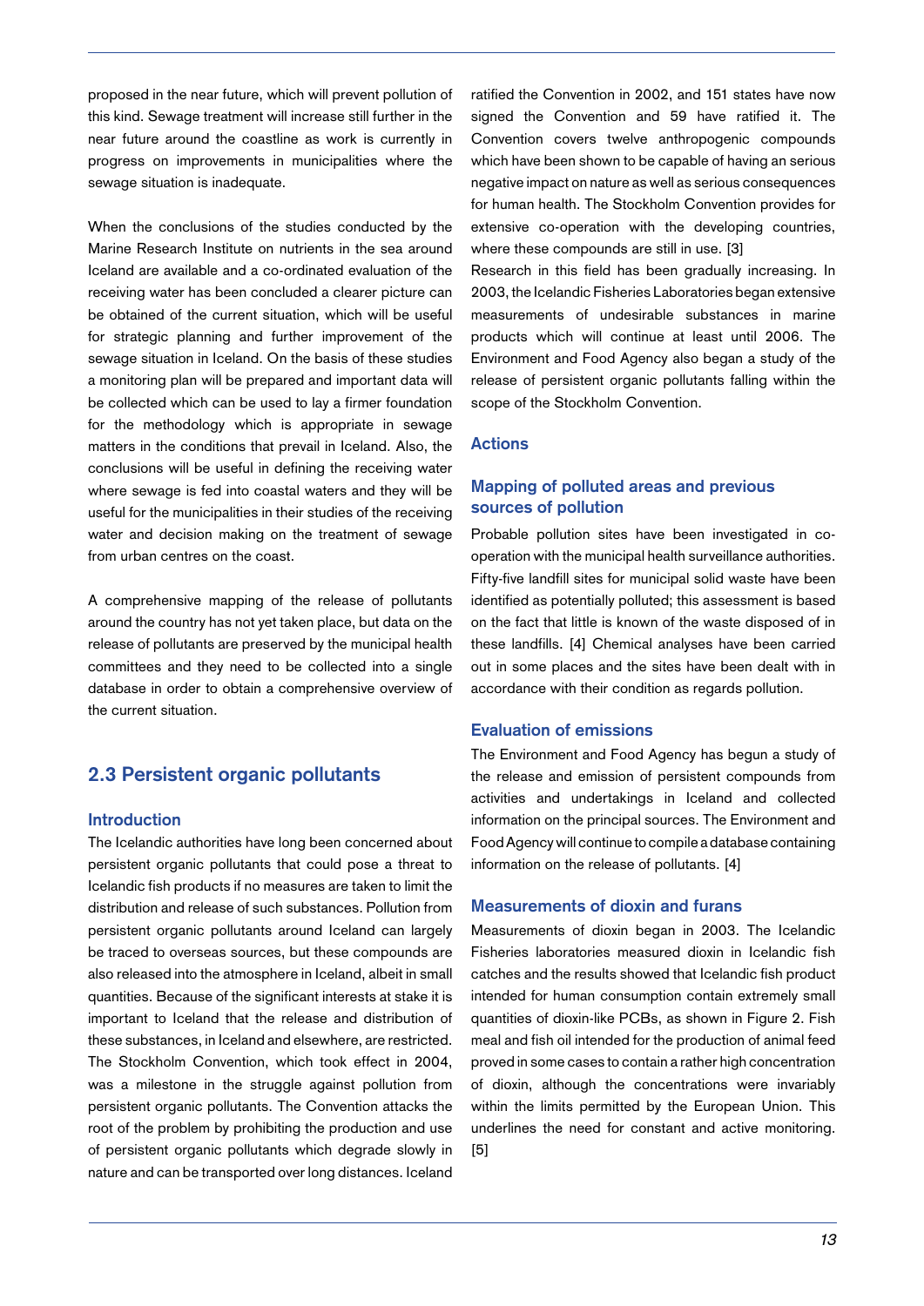proposed in the near future, which will prevent pollution of this kind. Sewage treatment will increase still further in the near future around the coastline as work is currently in progress on improvements in municipalities where the sewage situation is inadequate.

When the conclusions of the studies conducted by the Marine Research Institute on nutrients in the sea around Iceland are available and a co-ordinated evaluation of the receiving water has been concluded a clearer picture can be obtained of the current situation, which will be useful for strategic planning and further improvement of the sewage situation in Iceland. On the basis of these studies a monitoring plan will be prepared and important data will be collected which can be used to lay a firmer foundation for the methodology which is appropriate in sewage matters in the conditions that prevail in Iceland. Also, the conclusions will be useful in defining the receiving water where sewage is fed into coastal waters and they will be useful for the municipalities in their studies of the receiving water and decision making on the treatment of sewage from urban centres on the coast.

A comprehensive mapping of the release of pollutants around the country has not yet taken place, but data on the release of pollutants are preserved by the municipal health committees and they need to be collected into a single database in order to obtain a comprehensive overview of the current situation.

## 2.3 Persistent organic pollutants

### Introduction

The Icelandic authorities have long been concerned about persistent organic pollutants that could pose a threat to Icelandic fish products if no measures are taken to limit the distribution and release of such substances. Pollution from persistent organic pollutants around Iceland can largely be traced to overseas sources, but these compounds are also released into the atmosphere in Iceland, albeit in small quantities. Because of the significant interests at stake it is important to Iceland that the release and distribution of these substances, in Iceland and elsewhere, are restricted. The Stockholm Convention, which took effect in 2004, was a milestone in the struggle against pollution from persistent organic pollutants. The Convention attacks the root of the problem by prohibiting the production and use of persistent organic pollutants which degrade slowly in nature and can be transported over long distances. Iceland ratified the Convention in 2002, and 151 states have now signed the Convention and 59 have ratified it. The Convention covers twelve anthropogenic compounds which have been shown to be capable of having an serious negative impact on nature as well as serious consequences for human health. The Stockholm Convention provides for extensive co-operation with the developing countries, where these compounds are still in use. [3]

Research in this field has been gradually increasing. In 2003, the Icelandic Fisheries Laboratories began extensive measurements of undesirable substances in marine products which will continue at least until 2006. The Environment and Food Agency also began a study of the release of persistent organic pollutants falling within the scope of the Stockholm Convention.

### Actions

### Mapping of polluted areas and previous sources of pollution

Probable pollution sites have been investigated in co-operation with the municipal health surveillance authorities. Fifty-five landfill sites for municipal solid waste have been identified as potentially polluted; this assessment is based on the fact that little is known of the waste disposed of in these landfills. [4] Chemical analyses have been carried out in some places and the sites have been dealt with in accordance with their condition as regards pollution.

### Evaluation of emissions

The Environment and Food Agency has begun a study of the release and emission of persistent compounds from activities and undertakings in Iceland and collected information on the principal sources. The Environment and Food Agency will continue to compile a database containing information on the release of pollutants. [4]

### Measurements of dioxin and furans

Measurements of dioxin began in 2003. The Icelandic Fisheries laboratories measured dioxin in Icelandic fish catches and the results showed that Icelandic fish product intended for human consumption contain extremely small quantities of dioxin-like PCBs, as shown in Figure 2. Fish meal and fish oil intended for the production of animal feed proved in some cases to contain a rather high concentration of dioxin, although the concentrations were invariably within the limits permitted by the European Union. This underlines the need for constant and active monitoring. [5]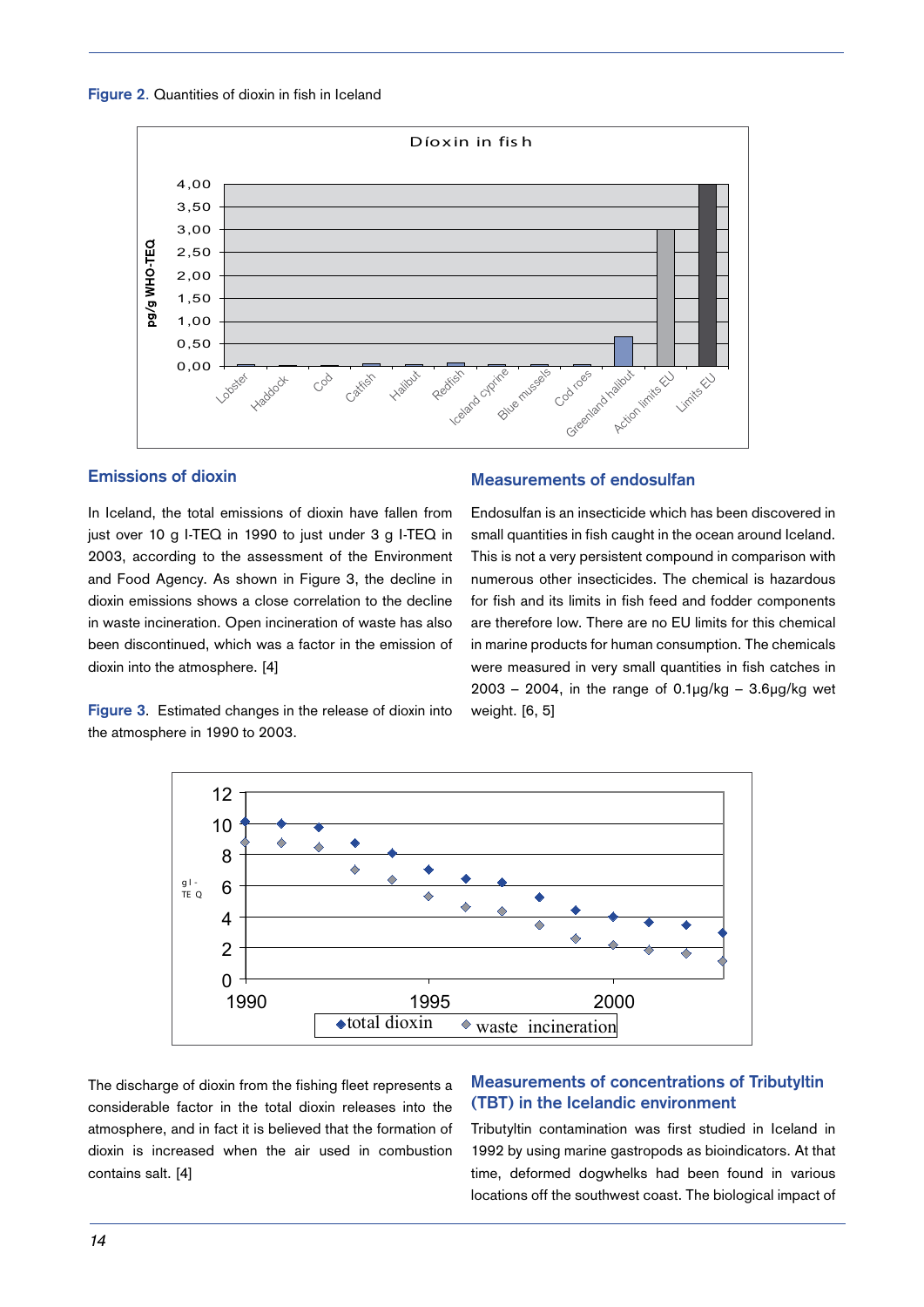**Figure 2**. Quantities of dioxin in fish in Iceland

## Emissions of dioxin

In Iceland, the total emissions of dioxin have fallen from just over 10 g I-TEQ in 1990 to just under 3 g I-TEQ in 2003, according to the assessment of the Environment and Food Agency. As shown in Figure 3, the decline in dioxin emissions shows a close correlation to the decline in waste incineration. Open incineration of waste has also been discontinued, which was a factor in the emission of dioxin into the atmosphere. [4]

**Figure 3**. Estimated changes in the release of dioxin into the atmosphere in 1990 to 2003.

The discharge of dioxin from the fishing fleet represents a considerable factor in the total dioxin releases into the atmosphere, and in fact it is believed that the formation of dioxin is increased when the air used in combustion contains salt. [4]

## Measurements of endosulfan

Endosulfan is an insecticide which has been discovered in small quantities in fish caught in the ocean around Iceland. This is not a very persistent compound in comparison with numerous other insecticides. The chemical is hazardous for fish and its limits in fish feed and fodder components are therefore low. There are no EU limits for this chemical in marine products for human consumption. The chemicals were measured in very small quantities in fish catches in 2003 – 2004, in the range of 0.1μg/kg – 3.6μg/kg wet weight. [6, 5]

## Measurements of concentrations of Tributyltin (TBT) in the Icelandic environment

Tributyltin contamination was first studied in Iceland in 1992 by using marine gastropods as bioindicators. At that time, deformed dogwhelks had been found in various locations off the southwest coast. The biological impact of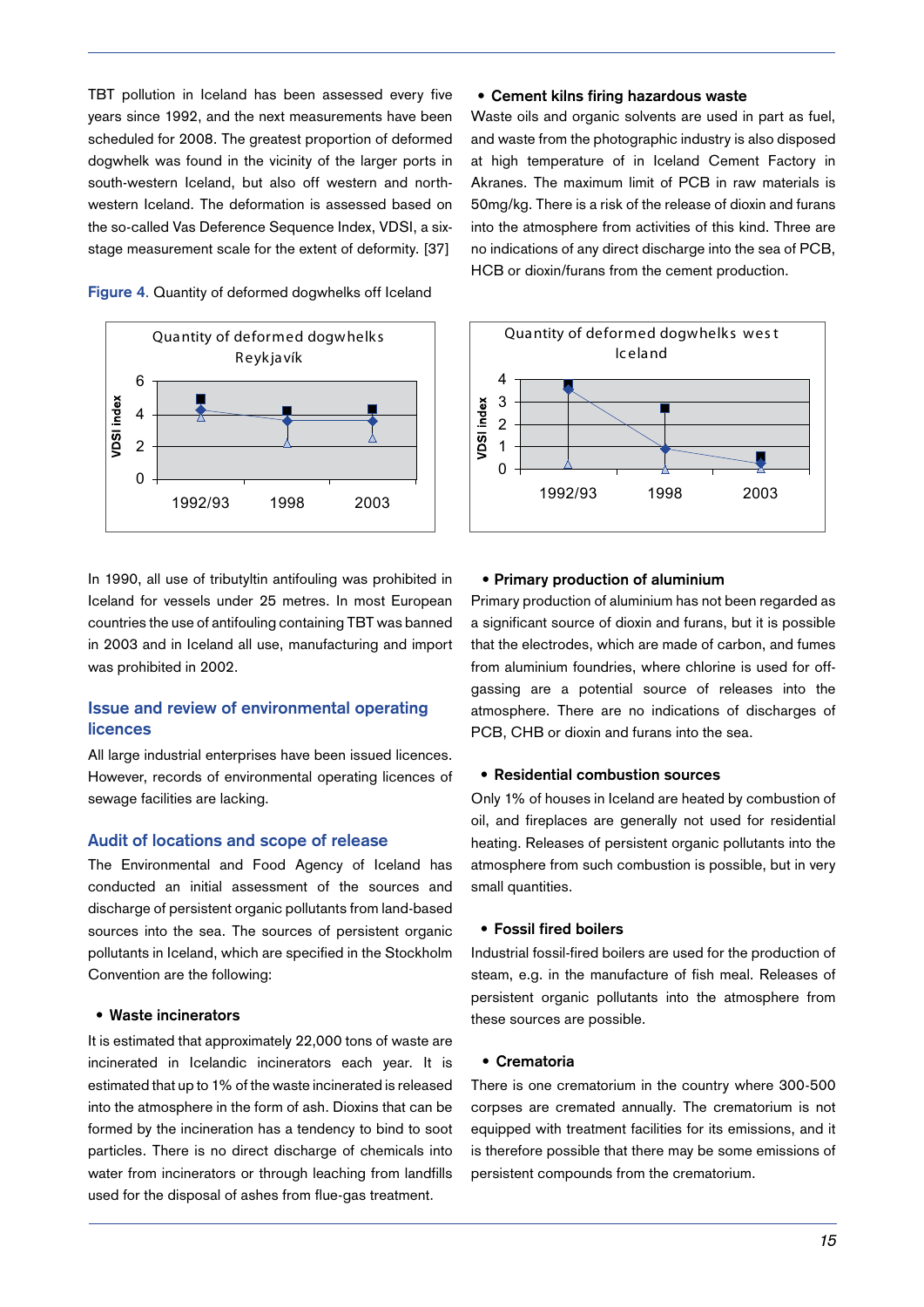TBT pollution in Iceland has been assessed every five years since 1992, and the next measurements have been scheduled for 2008. The greatest proportion of deformed dogwhelk was found in the vicinity of the larger ports in south-western Iceland, but also off western and north-western Iceland. The deformation is assessed based on the so-called Vas Deference Sequence Index, VDSI, a six-stage measurement scale for the extent of deformity. [37]

Figure 4. Quantity of deformed dogwhelks off Iceland

In 1990, all use of tributyltin antifouling was prohibited in Iceland for vessels under 25 metres. In most European countries the use of antifouling containing TBT was banned in 2003 and in Iceland all use, manufacturing and import was prohibited in 2002.

## Issue and review of environmental operating licences

All large industrial enterprises have been issued licences. However, records of environmental operating licences of sewage facilities are lacking.

## Audit of locations and scope of release

The Environmental and Food Agency of Iceland has conducted an initial assessment of the sources and discharge of persistent organic pollutants from land-based sources into the sea. The sources of persistent organic pollutants in Iceland, which are specified in the Stockholm Convention are the following:

- **Waste incinerators**

It is estimated that approximately 22,000 tons of waste are incinerated in Icelandic incinerators each year. It is estimated that up to 1% of the waste incinerated is released into the atmosphere in the form of ash. Dioxins that can be formed by the incineration has a tendency to bind to soot particles. There is no direct discharge of chemicals into water from incinerators or through leaching from landfills used for the disposal of ashes from flue-gas treatment.

- **Cement kilns firing hazardous waste**

Waste oils and organic solvents are used in part as fuel, and waste from the photographic industry is also disposed at high temperature of in Iceland Cement Factory in Akranes. The maximum limit of PCB in raw materials is 50mg/kg. There is a risk of the release of dioxin and furans into the atmosphere from activities of this kind. Three are no indications of any direct discharge into the sea of PCB, HCB or dioxin/furans from the cement production.

- **Primary production of aluminium**

Primary production of aluminium has not been regarded as a significant source of dioxin and furans, but it is possible that the electrodes, which are made of carbon, and fumes from aluminium foundries, where chlorine is used for off-gassing are a potential source of releases into the atmosphere. There are no indications of discharges of PCB, CHB or dioxin and furans into the sea.

- **Residential combustion sources**

Only 1% of houses in Iceland are heated by combustion of oil, and fireplaces are generally not used for residential heating. Releases of persistent organic pollutants into the atmosphere from such combustion is possible, but in very small quantities.

- **Fossil fired boilers**

Industrial fossil-fired boilers are used for the production of steam, e.g. in the manufacture of fish meal. Releases of persistent organic pollutants into the atmosphere from these sources are possible.

- **Crematoria**

There is one crematorium in the country where 300-500 corpses are cremated annually. The crematorium is not equipped with treatment facilities for its emissions, and it is therefore possible that there may be some emissions of persistent compounds from the crematorium.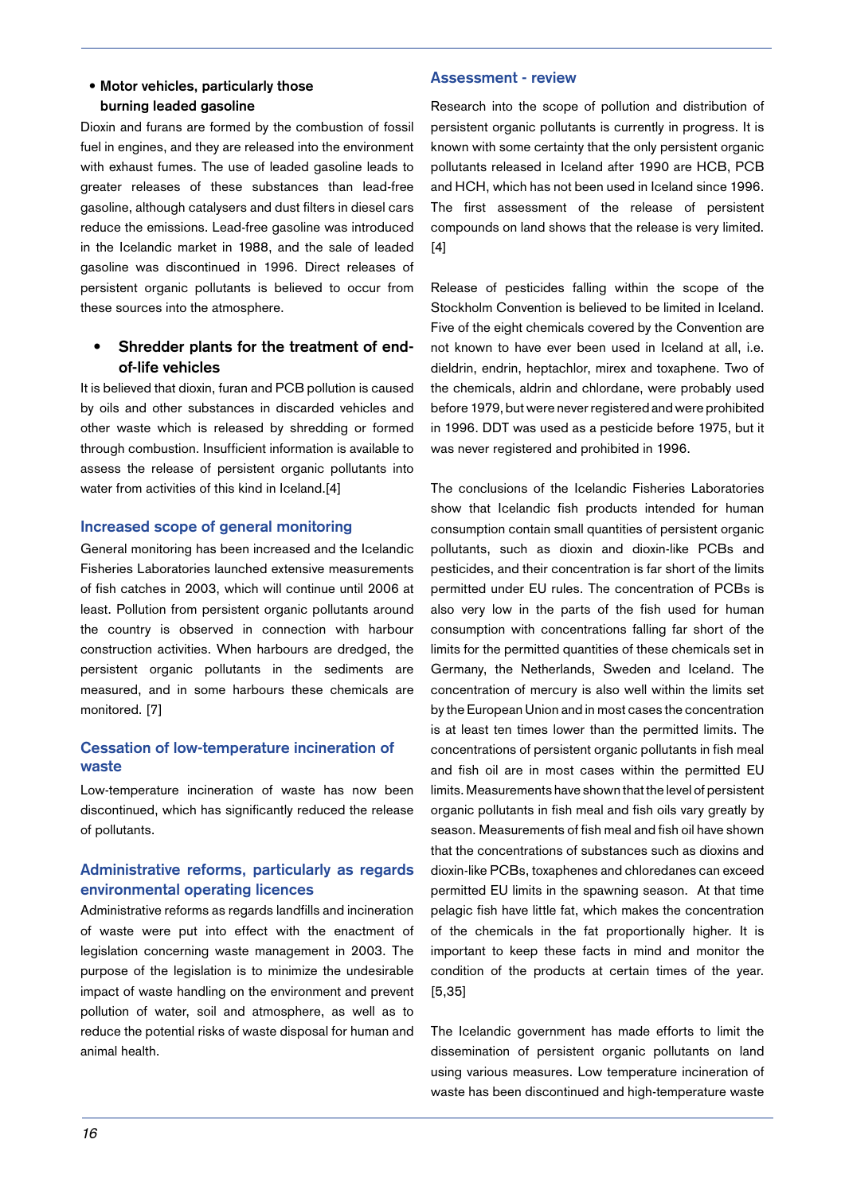- **Motor vehicles, particularly those burning leaded gasoline**

Dioxin and furans are formed by the combustion of fossil fuel in engines, and they are released into the environment with exhaust fumes. The use of leaded gasoline leads to greater releases of these substances than lead-free gasoline, although catalysers and dust filters in diesel cars reduce the emissions. Lead-free gasoline was introduced in the Icelandic market in 1988, and the sale of leaded gasoline was discontinued in 1996. Direct releases of persistent organic pollutants is believed to occur from these sources into the atmosphere.

- **Shredder plants for the treatment of end-of-life vehicles**

It is believed that dioxin, furan and PCB pollution is caused by oils and other substances in discarded vehicles and other waste which is released by shredding or formed through combustion. Insufficient information is available to assess the release of persistent organic pollutants into water from activities of this kind in Iceland.[4]

### Increased scope of general monitoring

General monitoring has been increased and the Icelandic Fisheries Laboratories launched extensive measurements of fish catches in 2003, which will continue until 2006 at least. Pollution from persistent organic pollutants around the country is observed in connection with harbour construction activities. When harbours are dredged, the persistent organic pollutants in the sediments are measured, and in some harbours these chemicals are monitored. [7]

### Cessation of low-temperature incineration of waste

Low-temperature incineration of waste has now been discontinued, which has significantly reduced the release of pollutants.

### Administrative reforms, particularly as regards environmental operating licences

Administrative reforms as regards landfills and incineration of waste were put into effect with the enactment of legislation concerning waste management in 2003. The purpose of the legislation is to minimize the undesirable impact of waste handling on the environment and prevent pollution of water, soil and atmosphere, as well as to reduce the potential risks of waste disposal for human and animal health.

### Assessment - review

Research into the scope of pollution and distribution of persistent organic pollutants is currently in progress. It is known with some certainty that the only persistent organic pollutants released in Iceland after 1990 are HCB, PCB and HCH, which has not been used in Iceland since 1996. The first assessment of the release of persistent compounds on land shows that the release is very limited. [4]

Release of pesticides falling within the scope of the Stockholm Convention is believed to be limited in Iceland. Five of the eight chemicals covered by the Convention are not known to have ever been used in Iceland at all, i.e. dieldrin, endrin, heptachlor, mirex and toxaphene. Two of the chemicals, aldrin and chlordane, were probably used before 1979, but were never registered and were prohibited in 1996. DDT was used as a pesticide before 1975, but it was never registered and prohibited in 1996.

The conclusions of the Icelandic Fisheries Laboratories show that Icelandic fish products intended for human consumption contain small quantities of persistent organic pollutants, such as dioxin and dioxin-like PCBs and pesticides, and their concentration is far short of the limits permitted under EU rules. The concentration of PCBs is also very low in the parts of the fish used for human consumption with concentrations falling far short of the limits for the permitted quantities of these chemicals set in Germany, the Netherlands, Sweden and Iceland. The concentration of mercury is also well within the limits set by the European Union and in most cases the concentration is at least ten times lower than the permitted limits. The concentrations of persistent organic pollutants in fish meal and fish oil are in most cases within the permitted EU limits. Measurements have shown that the level of persistent organic pollutants in fish meal and fish oils vary greatly by season. Measurements of fish meal and fish oil have shown that the concentrations of substances such as dioxins and dioxin-like PCBs, toxaphenes and chloredanes can exceed permitted EU limits in the spawning season. At that time pelagic fish have little fat, which makes the concentration of the chemicals in the fat proportionally higher. It is important to keep these facts in mind and monitor the condition of the products at certain times of the year. [5,35]

The Icelandic government has made efforts to limit the dissemination of persistent organic pollutants on land using various measures. Low temperature incineration of waste has been discontinued and high-temperature waste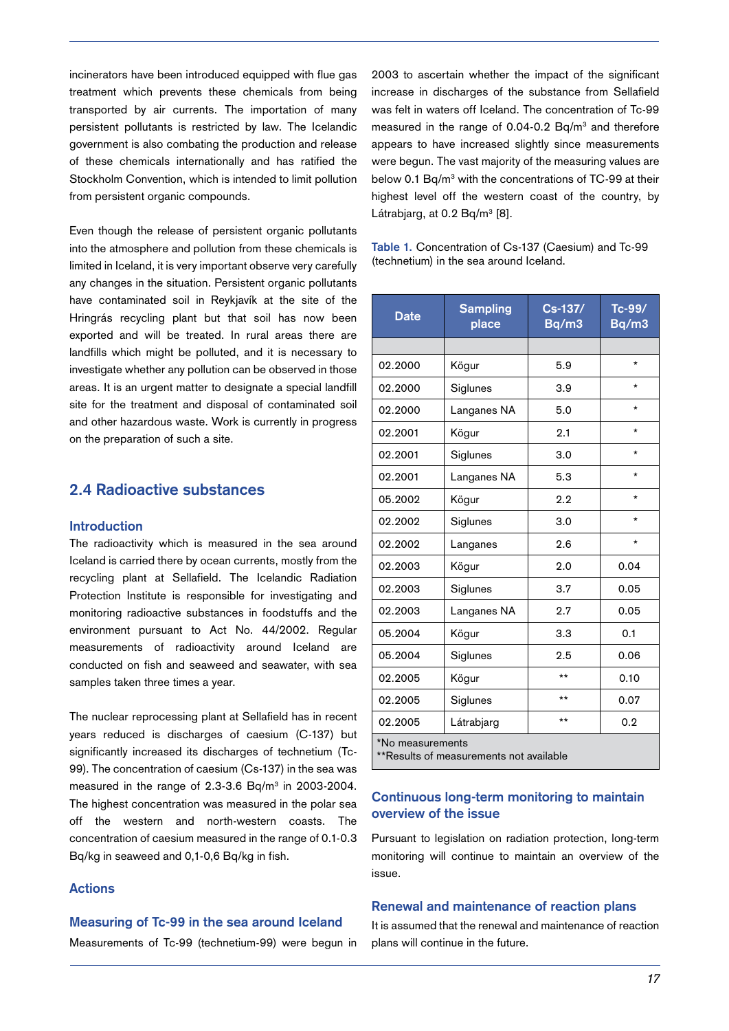incinerators have been introduced equipped with flue gas treatment which prevents these chemicals from being transported by air currents. The importation of many persistent pollutants is restricted by law. The Icelandic government is also combating the production and release of these chemicals internationally and has ratified the Stockholm Convention, which is intended to limit pollution from persistent organic compounds.

Even though the release of persistent organic pollutants into the atmosphere and pollution from these chemicals is limited in Iceland, it is very important observe very carefully any changes in the situation. Persistent organic pollutants have contaminated soil in Reykjavík at the site of the Hringrás recycling plant but that soil has now been exported and will be treated. In rural areas there are landfills which might be polluted, and it is necessary to investigate whether any pollution can be observed in those areas. It is an urgent matter to designate a special landfill site for the treatment and disposal of contaminated soil and other hazardous waste. Work is currently in progress on the preparation of such a site.

## 2.4 Radioactive substances

### Introduction

The radioactivity which is measured in the sea around Iceland is carried there by ocean currents, mostly from the recycling plant at Sellafield. The Icelandic Radiation Protection Institute is responsible for investigating and monitoring radioactive substances in foodstuffs and the environment pursuant to Act No. 44/2002. Regular measurements of radioactivity around Iceland are conducted on fish and seaweed and seawater, with sea samples taken three times a year.

The nuclear reprocessing plant at Sellafield has in recent years reduced is discharges of caesium (C-137) but significantly increased its discharges of technetium (Tc-99). The concentration of caesium (Cs-137) in the sea was measured in the range of 2.3-3.6 Bq/m³ in 2003-2004. The highest concentration was measured in the polar sea off the western and north-western coasts. The concentration of caesium measured in the range of 0.1-0.3 Bq/kg in seaweed and 0,1-0,6 Bq/kg in fish.

### Actions

### Measuring of Tc-99 in the sea around Iceland

Measurements of Tc-99 (technetium-99) were begun in 2003 to ascertain whether the impact of the significant increase in discharges of the substance from Sellafield was felt in waters off Iceland. The concentration of Tc-99 measured in the range of 0.04-0.2 Bq/m³ and therefore appears to have increased slightly since measurements were begun. The vast majority of the measuring values are below 0.1 Bq/m³ with the concentrations of TC-99 at their highest level off the western coast of the country, by Látrabjarg, at 0.2 Bq/m³ [8].

**Table 1.** Concentration of Cs-137 (Caesium) and Tc-99 (technetium) in the sea around Iceland.

| Date | Sampling place | Cs-137/ Bq/m3 | Tc-99/ Bq/m3 |
|---|---|---|---|
| 02.2000 | Kögur | 5.9 | * |
| 02.2000 | Siglunes | 3.9 | * |
| 02.2000 | Langanes NA | 5.0 | * |
| 02.2001 | Kögur | 2.1 | * |
| 02.2001 | Siglunes | 3.0 | * |
| 02.2001 | Langanes NA | 5.3 | * |
| 05.2002 | Kögur | 2.2 | * |
| 02.2002 | Siglunes | 3.0 | * |
| 02.2002 | Langanes | 2.6 | * |
| 02.2003 | Kögur | 2.0 | 0.04 |
| 02.2003 | Siglunes | 3.7 | 0.05 |
| 02.2003 | Langanes NA | 2.7 | 0.05 |
| 05.2004 | Kögur | 3.3 | 0.1 |
| 05.2004 | Siglunes | 2.5 | 0.06 |
| 02.2005 | Kögur | ** | 0.10 |
| 02.2005 | Siglunes | ** | 0.07 |
| 02.2005 | Látrabjarg | ** | 0.2 |

*No measurements
**Results of measurements not available

### Continuous long-term monitoring to maintain overview of the issue

Pursuant to legislation on radiation protection, long-term monitoring will continue to maintain an overview of the issue.

### Renewal and maintenance of reaction plans

It is assumed that the renewal and maintenance of reaction plans will continue in the future.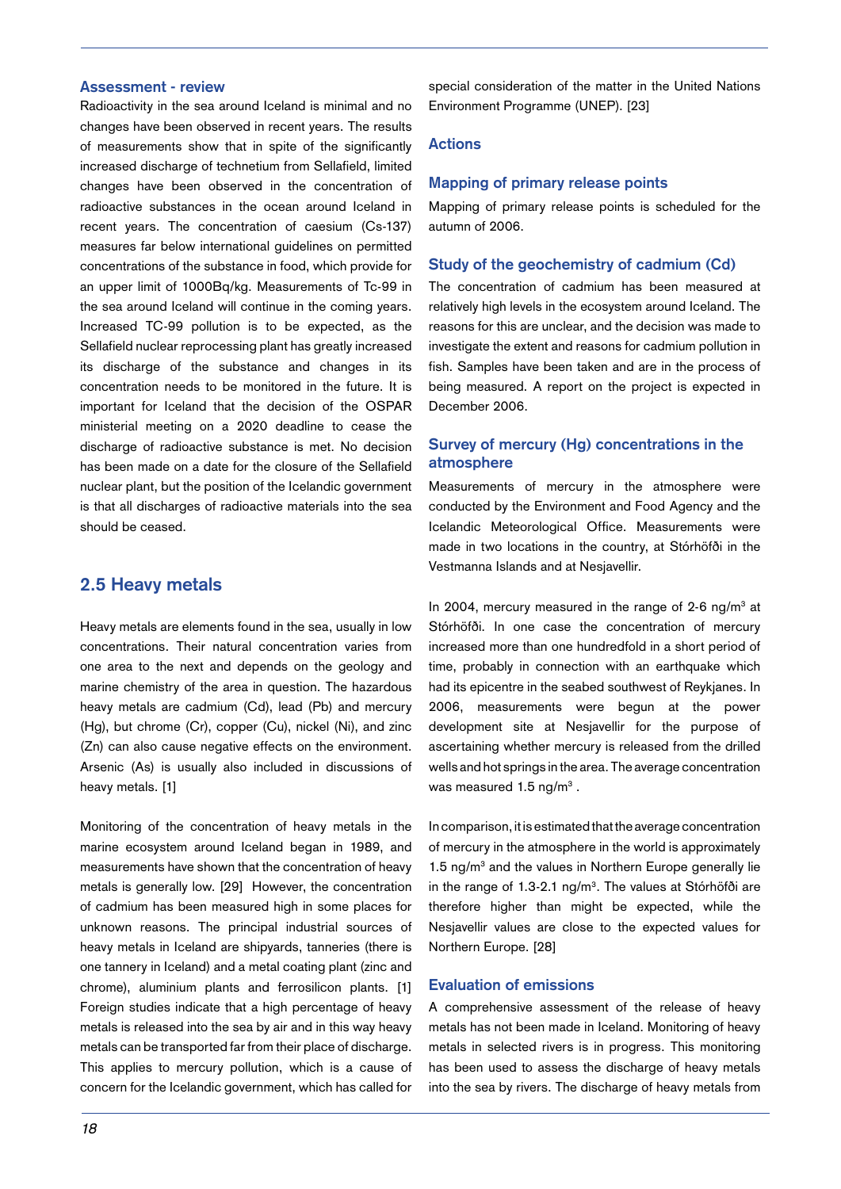### Assessment - review

Radioactivity in the sea around Iceland is minimal and no changes have been observed in recent years. The results of measurements show that in spite of the significantly increased discharge of technetium from Sellafield, limited changes have been observed in the concentration of radioactive substances in the ocean around Iceland in recent years. The concentration of caesium (Cs-137) measures far below international guidelines on permitted concentrations of the substance in food, which provide for an upper limit of 1000Bq/kg. Measurements of Tc-99 in the sea around Iceland will continue in the coming years. Increased TC-99 pollution is to be expected, as the Sellafield nuclear reprocessing plant has greatly increased its discharge of the substance and changes in its concentration needs to be monitored in the future. It is important for Iceland that the decision of the OSPAR ministerial meeting on a 2020 deadline to cease the discharge of radioactive substance is met. No decision has been made on a date for the closure of the Sellafield nuclear plant, but the position of the Icelandic government is that all discharges of radioactive materials into the sea should be ceased.

## 2.5 Heavy metals

Heavy metals are elements found in the sea, usually in low concentrations. Their natural concentration varies from one area to the next and depends on the geology and marine chemistry of the area in question. The hazardous heavy metals are cadmium (Cd), lead (Pb) and mercury (Hg), but chrome (Cr), copper (Cu), nickel (Ni), and zinc (Zn) can also cause negative effects on the environment. Arsenic (As) is usually also included in discussions of heavy metals. [1]

Monitoring of the concentration of heavy metals in the marine ecosystem around Iceland began in 1989, and measurements have shown that the concentration of heavy metals is generally low. [29] However, the concentration of cadmium has been measured high in some places for unknown reasons. The principal industrial sources of heavy metals in Iceland are shipyards, tanneries (there is one tannery in Iceland) and a metal coating plant (zinc and chrome), aluminium plants and ferrosilicon plants. [1] Foreign studies indicate that a high percentage of heavy metals is released into the sea by air and in this way heavy metals can be transported far from their place of discharge. This applies to mercury pollution, which is a cause of concern for the Icelandic government, which has called for special consideration of the matter in the United Nations Environment Programme (UNEP). [23]

### Actions

### Mapping of primary release points

Mapping of primary release points is scheduled for the autumn of 2006.

### Study of the geochemistry of cadmium (Cd)

The concentration of cadmium has been measured at relatively high levels in the ecosystem around Iceland. The reasons for this are unclear, and the decision was made to investigate the extent and reasons for cadmium pollution in fish. Samples have been taken and are in the process of being measured. A report on the project is expected in December 2006.

### Survey of mercury (Hg) concentrations in the atmosphere

Measurements of mercury in the atmosphere were conducted by the Environment and Food Agency and the Icelandic Meteorological Office. Measurements were made in two locations in the country, at Stórhöfði in the Vestmanna Islands and at Nesjavellir.

In 2004, mercury measured in the range of 2-6 ng/m$^3$ at Stórhöfði. In one case the concentration of mercury increased more than one hundredfold in a short period of time, probably in connection with an earthquake which had its epicentre in the seabed southwest of Reykjanes. In 2006, measurements were begun at the power development site at Nesjavellir for the purpose of ascertaining whether mercury is released from the drilled wells and hot springs in the area. The average concentration was measured 1.5 ng/m$^3$ .

In comparison, it is estimated that the average concentration of mercury in the atmosphere in the world is approximately 1.5 ng/m$^3$ and the values in Northern Europe generally lie in the range of 1.3-2.1 ng/m$^3$. The values at Stórhöfði are therefore higher than might be expected, while the Nesjavellir values are close to the expected values for Northern Europe. [28]

### Evaluation of emissions

A comprehensive assessment of the release of heavy metals has not been made in Iceland. Monitoring of heavy metals in selected rivers is in progress. This monitoring has been used to assess the discharge of heavy metals into the sea by rivers. The discharge of heavy metals from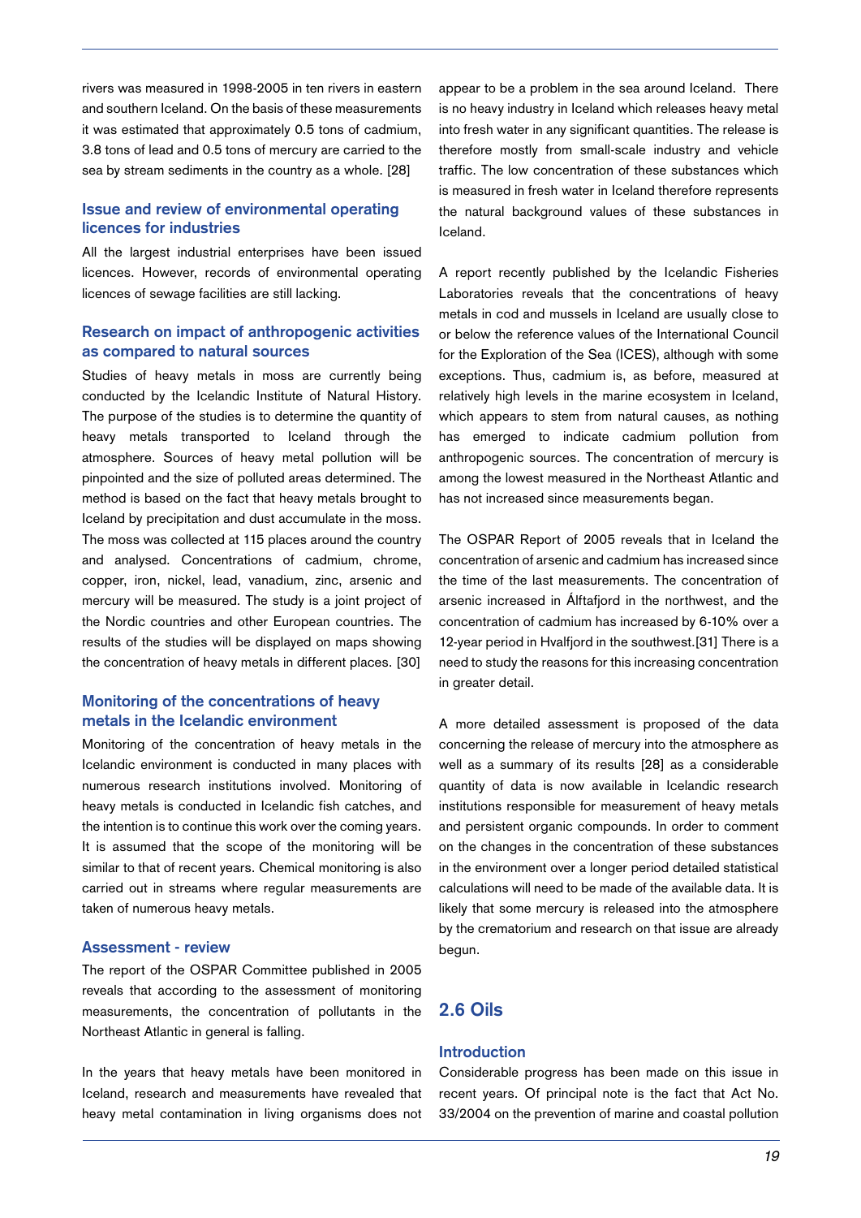rivers was measured in 1998-2005 in ten rivers in eastern and southern Iceland. On the basis of these measurements it was estimated that approximately 0.5 tons of cadmium, 3.8 tons of lead and 0.5 tons of mercury are carried to the sea by stream sediments in the country as a whole. [28]

### Issue and review of environmental operating licences for industries

All the largest industrial enterprises have been issued licences. However, records of environmental operating licences of sewage facilities are still lacking.

### Research on impact of anthropogenic activities as compared to natural sources

Studies of heavy metals in moss are currently being conducted by the Icelandic Institute of Natural History. The purpose of the studies is to determine the quantity of heavy metals transported to Iceland through the atmosphere. Sources of heavy metal pollution will be pinpointed and the size of polluted areas determined. The method is based on the fact that heavy metals brought to Iceland by precipitation and dust accumulate in the moss. The moss was collected at 115 places around the country and analysed. Concentrations of cadmium, chrome, copper, iron, nickel, lead, vanadium, zinc, arsenic and mercury will be measured. The study is a joint project of the Nordic countries and other European countries. The results of the studies will be displayed on maps showing the concentration of heavy metals in different places. [30]

### Monitoring of the concentrations of heavy metals in the Icelandic environment

Monitoring of the concentration of heavy metals in the Icelandic environment is conducted in many places with numerous research institutions involved. Monitoring of heavy metals is conducted in Icelandic fish catches, and the intention is to continue this work over the coming years. It is assumed that the scope of the monitoring will be similar to that of recent years. Chemical monitoring is also carried out in streams where regular measurements are taken of numerous heavy metals.

### Assessment - review

The report of the OSPAR Committee published in 2005 reveals that according to the assessment of monitoring measurements, the concentration of pollutants in the Northeast Atlantic in general is falling.

In the years that heavy metals have been monitored in Iceland, research and measurements have revealed that heavy metal contamination in living organisms does not appear to be a problem in the sea around Iceland. There is no heavy industry in Iceland which releases heavy metal into fresh water in any significant quantities. The release is therefore mostly from small-scale industry and vehicle traffic. The low concentration of these substances which is measured in fresh water in Iceland therefore represents the natural background values of these substances in Iceland.

A report recently published by the Icelandic Fisheries Laboratories reveals that the concentrations of heavy metals in cod and mussels in Iceland are usually close to or below the reference values of the International Council for the Exploration of the Sea (ICES), although with some exceptions. Thus, cadmium is, as before, measured at relatively high levels in the marine ecosystem in Iceland, which appears to stem from natural causes, as nothing has emerged to indicate cadmium pollution from anthropogenic sources. The concentration of mercury is among the lowest measured in the Northeast Atlantic and has not increased since measurements began.

The OSPAR Report of 2005 reveals that in Iceland the concentration of arsenic and cadmium has increased since the time of the last measurements. The concentration of arsenic increased in Álftafjord in the northwest, and the concentration of cadmium has increased by 6-10% over a 12-year period in Hvalfjord in the southwest.[31] There is a need to study the reasons for this increasing concentration in greater detail.

A more detailed assessment is proposed of the data concerning the release of mercury into the atmosphere as well as a summary of its results [28] as a considerable quantity of data is now available in Icelandic research institutions responsible for measurement of heavy metals and persistent organic compounds. In order to comment on the changes in the concentration of these substances in the environment over a longer period detailed statistical calculations will need to be made of the available data. It is likely that some mercury is released into the atmosphere by the crematorium and research on that issue are already begun.

## 2.6 Oils

### Introduction

Considerable progress has been made on this issue in recent years. Of principal note is the fact that Act No. 33/2004 on the prevention of marine and coastal pollution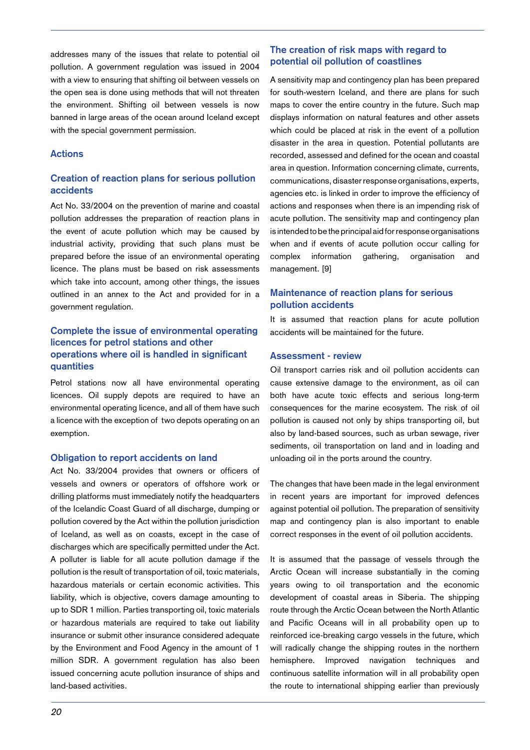addresses many of the issues that relate to potential oil pollution. A government regulation was issued in 2004 with a view to ensuring that shifting oil between vessels on the open sea is done using methods that will not threaten the environment. Shifting oil between vessels is now banned in large areas of the ocean around Iceland except with the special government permission.

## Actions

### Creation of reaction plans for serious pollution accidents

Act No. 33/2004 on the prevention of marine and coastal pollution addresses the preparation of reaction plans in the event of acute pollution which may be caused by industrial activity, providing that such plans must be prepared before the issue of an environmental operating licence. The plans must be based on risk assessments which take into account, among other things, the issues outlined in an annex to the Act and provided for in a government regulation.

### Complete the issue of environmental operating licences for petrol stations and other operations where oil is handled in significant quantities

Petrol stations now all have environmental operating licences. Oil supply depots are required to have an environmental operating licence, and all of them have such a licence with the exception of two depots operating on an exemption.

### Obligation to report accidents on land

Act No. 33/2004 provides that owners or officers of vessels and owners or operators of offshore work or drilling platforms must immediately notify the headquarters of the Icelandic Coast Guard of all discharge, dumping or pollution covered by the Act within the pollution jurisdiction of Iceland, as well as on coasts, except in the case of discharges which are specifically permitted under the Act. A polluter is liable for all acute pollution damage if the pollution is the result of transportation of oil, toxic materials, hazardous materials or certain economic activities. This liability, which is objective, covers damage amounting to up to SDR 1 million. Parties transporting oil, toxic materials or hazardous materials are required to take out liability insurance or submit other insurance considered adequate by the Environment and Food Agency in the amount of 1 million SDR. A government regulation has also been issued concerning acute pollution insurance of ships and land-based activities.

### The creation of risk maps with regard to potential oil pollution of coastlines

A sensitivity map and contingency plan has been prepared for south-western Iceland, and there are plans for such maps to cover the entire country in the future. Such map displays information on natural features and other assets which could be placed at risk in the event of a pollution disaster in the area in question. Potential pollutants are recorded, assessed and defined for the ocean and coastal area in question. Information concerning climate, currents, communications, disaster response organisations, experts, agencies etc. is linked in order to improve the efficiency of actions and responses when there is an impending risk of acute pollution. The sensitivity map and contingency plan is intended to be the principal aid for response organisations when and if events of acute pollution occur calling for complex information gathering, organisation and management. [9]

### Maintenance of reaction plans for serious pollution accidents

It is assumed that reaction plans for acute pollution accidents will be maintained for the future.

## Assessment - review

Oil transport carries risk and oil pollution accidents can cause extensive damage to the environment, as oil can both have acute toxic effects and serious long-term consequences for the marine ecosystem. The risk of oil pollution is caused not only by ships transporting oil, but also by land-based sources, such as urban sewage, river sediments, oil transportation on land and in loading and unloading oil in the ports around the country.

The changes that have been made in the legal environment in recent years are important for improved defences against potential oil pollution. The preparation of sensitivity map and contingency plan is also important to enable correct responses in the event of oil pollution accidents.

It is assumed that the passage of vessels through the Arctic Ocean will increase substantially in the coming years owing to oil transportation and the economic development of coastal areas in Siberia. The shipping route through the Arctic Ocean between the North Atlantic and Pacific Oceans will in all probability open up to reinforced ice-breaking cargo vessels in the future, which will radically change the shipping routes in the northern hemisphere. Improved navigation techniques and continuous satellite information will in all probability open the route to international shipping earlier than previously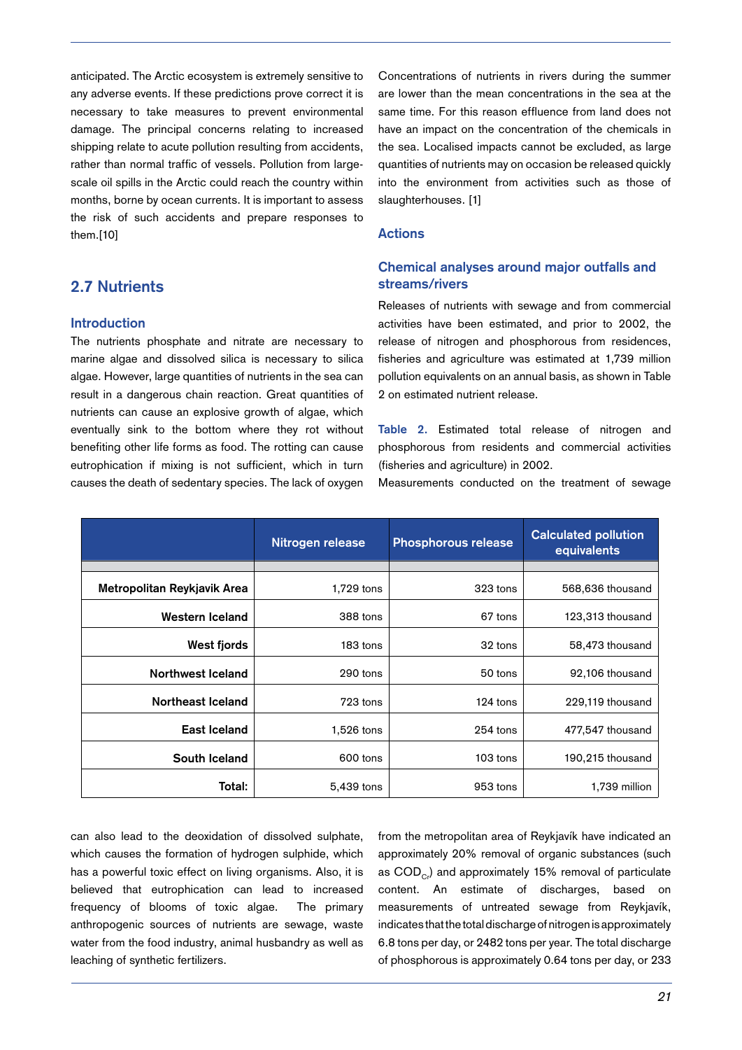anticipated. The Arctic ecosystem is extremely sensitive to any adverse events. If these predictions prove correct it is necessary to take measures to prevent environmental damage. The principal concerns relating to increased shipping relate to acute pollution resulting from accidents, rather than normal traffic of vessels. Pollution from large-scale oil spills in the Arctic could reach the country within months, borne by ocean currents. It is important to assess the risk of such accidents and prepare responses to them.[10]

## 2.7 Nutrients

### Introduction

The nutrients phosphate and nitrate are necessary to marine algae and dissolved silica is necessary to silica algae. However, large quantities of nutrients in the sea can result in a dangerous chain reaction. Great quantities of nutrients can cause an explosive growth of algae, which eventually sink to the bottom where they rot without benefiting other life forms as food. The rotting can cause eutrophication if mixing is not sufficient, which in turn causes the death of sedentary species. The lack of oxygen can also lead to the deoxidation of dissolved sulphate, which causes the formation of hydrogen sulphide, which has a powerful toxic effect on living organisms. Also, it is believed that eutrophication can lead to increased frequency of blooms of toxic algae. The primary anthropogenic sources of nutrients are sewage, waste water from the food industry, animal husbandry as well as leaching of synthetic fertilizers.

Concentrations of nutrients in rivers during the summer are lower than the mean concentrations in the sea at the same time. For this reason effluence from land does not have an impact on the concentration of the chemicals in the sea. Localised impacts cannot be excluded, as large quantities of nutrients may on occasion be released quickly into the environment from activities such as those of slaughterhouses. [1]

### Actions

### Chemical analyses around major outfalls and streams/rivers

Releases of nutrients with sewage and from commercial activities have been estimated, and prior to 2002, the release of nitrogen and phosphorous from residences, fisheries and agriculture was estimated at 1,739 million pollution equivalents on an annual basis, as shown in Table 2 on estimated nutrient release.

**Table 2.** Estimated total release of nitrogen and phosphorous from residents and commercial activities (fisheries and agriculture) in 2002.

| | Nitrogen release | Phosphorous release | Calculated pollution equivalents |
|---|---|---|---|
| **Metropolitan Reykjavik Area** | 1,729 tons | 323 tons | 568,636 thousand |
| **Western Iceland** | 388 tons | 67 tons | 123,313 thousand |
| **West fjords** | 183 tons | 32 tons | 58,473 thousand |
| **Northwest Iceland** | 290 tons | 50 tons | 92,106 thousand |
| **Northeast Iceland** | 723 tons | 124 tons | 229,119 thousand |
| **East Iceland** | 1,526 tons | 254 tons | 477,547 thousand |
| **South Iceland** | 600 tons | 103 tons | 190,215 thousand |
| **Total:** | 5,439 tons | 953 tons | 1,739 million |

Measurements conducted on the treatment of sewage from the metropolitan area of Reykjavík have indicated an approximately 20% removal of organic substances (such as $COD_{Cr}$) and approximately 15% removal of particulate content. An estimate of discharges, based on measurements of untreated sewage from Reykjavík, indicates that the total discharge of nitrogen is approximately 6.8 tons per day, or 2482 tons per year. The total discharge of phosphorous is approximately 0.64 tons per day, or 233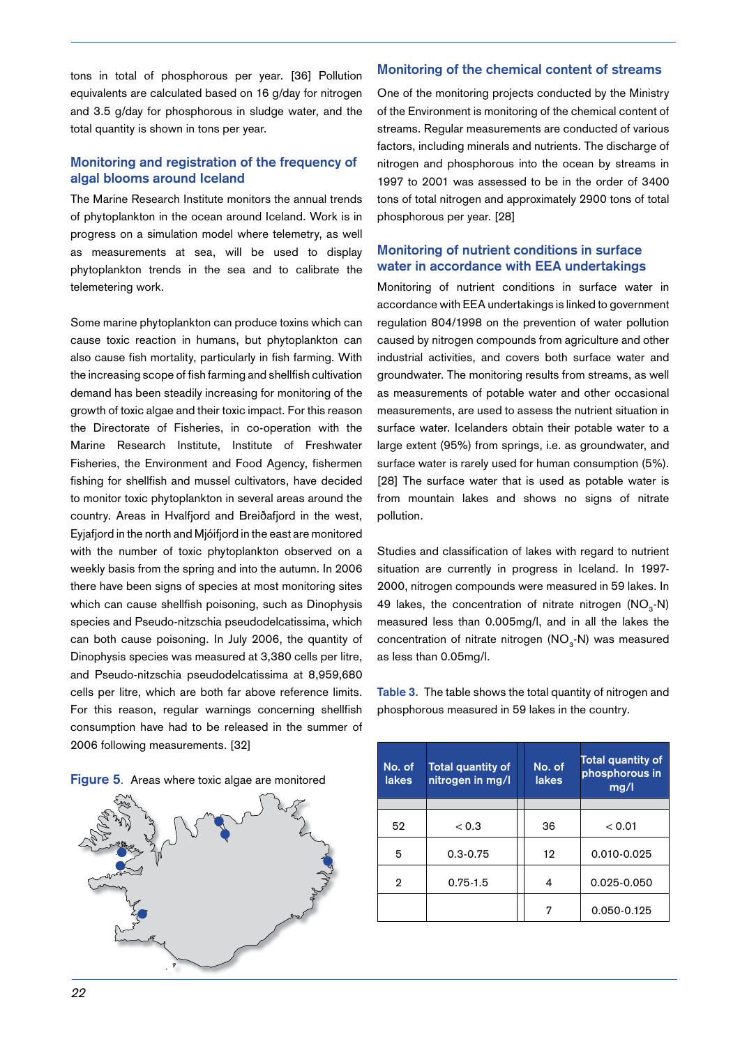tons in total of phosphorous per year. [36] Pollution equivalents are calculated based on 16 g/day for nitrogen and 3.5 g/day for phosphorous in sludge water, and the total quantity is shown in tons per year.

## Monitoring and registration of the frequency of algal blooms around Iceland

The Marine Research Institute monitors the annual trends of phytoplankton in the ocean around Iceland. Work is in progress on a simulation model where telemetry, as well as measurements at sea, will be used to display phytoplankton trends in the sea and to calibrate the telemetering work.

Some marine phytoplankton can produce toxins which can cause toxic reaction in humans, but phytoplankton can also cause fish mortality, particularly in fish farming. With the increasing scope of fish farming and shellfish cultivation demand has been steadily increasing for monitoring of the growth of toxic algae and their toxic impact. For this reason the Directorate of Fisheries, in co-operation with the Marine Research Institute, Institute of Freshwater Fisheries, the Environment and Food Agency, fishermen fishing for shellfish and mussel cultivators, have decided to monitor toxic phytoplankton in several areas around the country. Areas in Hvalfjord and Breiðafjord in the west, Eyjafjord in the north and Mjóifjord in the east are monitored with the number of toxic phytoplankton observed on a weekly basis from the spring and into the autumn. In 2006 there have been signs of species at most monitoring sites which can cause shellfish poisoning, such as Dinophysis species and Pseudo-nitzschia pseudodelcatissima, which can both cause poisoning. In July 2006, the quantity of Dinophysis species was measured at 3,380 cells per litre, and Pseudo-nitzschia pseudodelcatissima at 8,959,680 cells per litre, which are both far above reference limits. For this reason, regular warnings concerning shellfish consumption have had to be released in the summer of 2006 following measurements. [32]

**Figure 5**. Areas where toxic algae are monitored

## Monitoring of the chemical content of streams

One of the monitoring projects conducted by the Ministry of the Environment is monitoring of the chemical content of streams. Regular measurements are conducted of various factors, including minerals and nutrients. The discharge of nitrogen and phosphorous into the ocean by streams in 1997 to 2001 was assessed to be in the order of 3400 tons of total nitrogen and approximately 2900 tons of total phosphorous per year. [28]

## Monitoring of nutrient conditions in surface water in accordance with EEA undertakings

Monitoring of nutrient conditions in surface water in accordance with EEA undertakings is linked to government regulation 804/1998 on the prevention of water pollution caused by nitrogen compounds from agriculture and other industrial activities, and covers both surface water and groundwater. The monitoring results from streams, as well as measurements of potable water and other occasional measurements, are used to assess the nutrient situation in surface water. Icelanders obtain their potable water to a large extent (95%) from springs, i.e. as groundwater, and surface water is rarely used for human consumption (5%). [28] The surface water that is used as potable water is from mountain lakes and shows no signs of nitrate pollution.

Studies and classification of lakes with regard to nutrient situation are currently in progress in Iceland. In 1997-2000, nitrogen compounds were measured in 59 lakes. In 49 lakes, the concentration of nitrate nitrogen ($NO_3$-N) measured less than 0.005mg/l, and in all the lakes the concentration of nitrate nitrogen ($NO_3$-N) was measured as less than 0.05mg/l.

**Table 3.** The table shows the total quantity of nitrogen and phosphorous measured in 59 lakes in the country.

| No. of lakes | Total quantity of nitrogen in mg/l | No. of lakes | Total quantity of phosphorous in mg/l |
|---|---|---|---|
| 52 | < 0.3 | 36 | < 0.01 |
| 5 | 0.3-0.75 | 12 | 0.010-0.025 |
| 2 | 0.75-1.5 | 4 | 0.025-0.050 |
| | | 7 | 0.050-0.125 |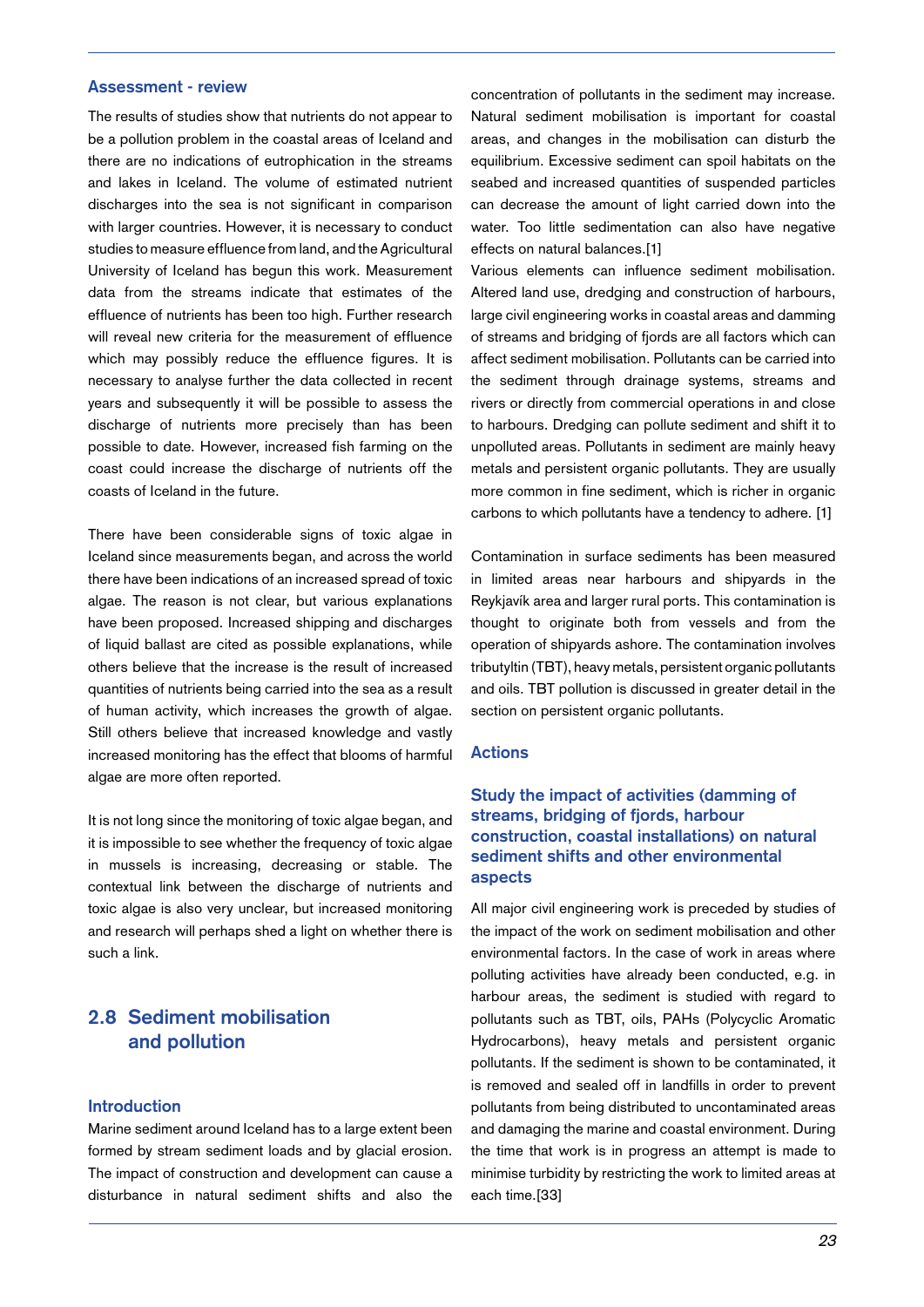### Assessment - review

The results of studies show that nutrients do not appear to be a pollution problem in the coastal areas of Iceland and there are no indications of eutrophication in the streams and lakes in Iceland. The volume of estimated nutrient discharges into the sea is not significant in comparison with larger countries. However, it is necessary to conduct studies to measure effluence from land, and the Agricultural University of Iceland has begun this work. Measurement data from the streams indicate that estimates of the effluence of nutrients has been too high. Further research will reveal new criteria for the measurement of effluence which may possibly reduce the effluence figures. It is necessary to analyse further the data collected in recent years and subsequently it will be possible to assess the discharge of nutrients more precisely than has been possible to date. However, increased fish farming on the coast could increase the discharge of nutrients off the coasts of Iceland in the future.

There have been considerable signs of toxic algae in Iceland since measurements began, and across the world there have been indications of an increased spread of toxic algae. The reason is not clear, but various explanations have been proposed. Increased shipping and discharges of liquid ballast are cited as possible explanations, while others believe that the increase is the result of increased quantities of nutrients being carried into the sea as a result of human activity, which increases the growth of algae. Still others believe that increased knowledge and vastly increased monitoring has the effect that blooms of harmful algae are more often reported.

It is not long since the monitoring of toxic algae began, and it is impossible to see whether the frequency of toxic algae in mussels is increasing, decreasing or stable. The contextual link between the discharge of nutrients and toxic algae is also very unclear, but increased monitoring and research will perhaps shed a light on whether there is such a link.

## 2.8 Sediment mobilisation and pollution

### Introduction

Marine sediment around Iceland has to a large extent been formed by stream sediment loads and by glacial erosion. The impact of construction and development can cause a disturbance in natural sediment shifts and also the concentration of pollutants in the sediment may increase. Natural sediment mobilisation is important for coastal areas, and changes in the mobilisation can disturb the equilibrium. Excessive sediment can spoil habitats on the seabed and increased quantities of suspended particles can decrease the amount of light carried down into the water. Too little sedimentation can also have negative effects on natural balances.[1]

Various elements can influence sediment mobilisation. Altered land use, dredging and construction of harbours, large civil engineering works in coastal areas and damming of streams and bridging of fjords are all factors which can affect sediment mobilisation. Pollutants can be carried into the sediment through drainage systems, streams and rivers or directly from commercial operations in and close to harbours. Dredging can pollute sediment and shift it to unpolluted areas. Pollutants in sediment are mainly heavy metals and persistent organic pollutants. They are usually more common in fine sediment, which is richer in organic carbons to which pollutants have a tendency to adhere. [1]

Contamination in surface sediments has been measured in limited areas near harbours and shipyards in the Reykjavík area and larger rural ports. This contamination is thought to originate both from vessels and from the operation of shipyards ashore. The contamination involves tributyltin (TBT), heavy metals, persistent organic pollutants and oils. TBT pollution is discussed in greater detail in the section on persistent organic pollutants.

### Actions

#### Study the impact of activities (damming of streams, bridging of fjords, harbour construction, coastal installations) on natural sediment shifts and other environmental aspects

All major civil engineering work is preceded by studies of the impact of the work on sediment mobilisation and other environmental factors. In the case of work in areas where polluting activities have already been conducted, e.g. in harbour areas, the sediment is studied with regard to pollutants such as TBT, oils, PAHs (Polycyclic Aromatic Hydrocarbons), heavy metals and persistent organic pollutants. If the sediment is shown to be contaminated, it is removed and sealed off in landfills in order to prevent pollutants from being distributed to uncontaminated areas and damaging the marine and coastal environment. During the time that work is in progress an attempt is made to minimise turbidity by restricting the work to limited areas at each time.[33]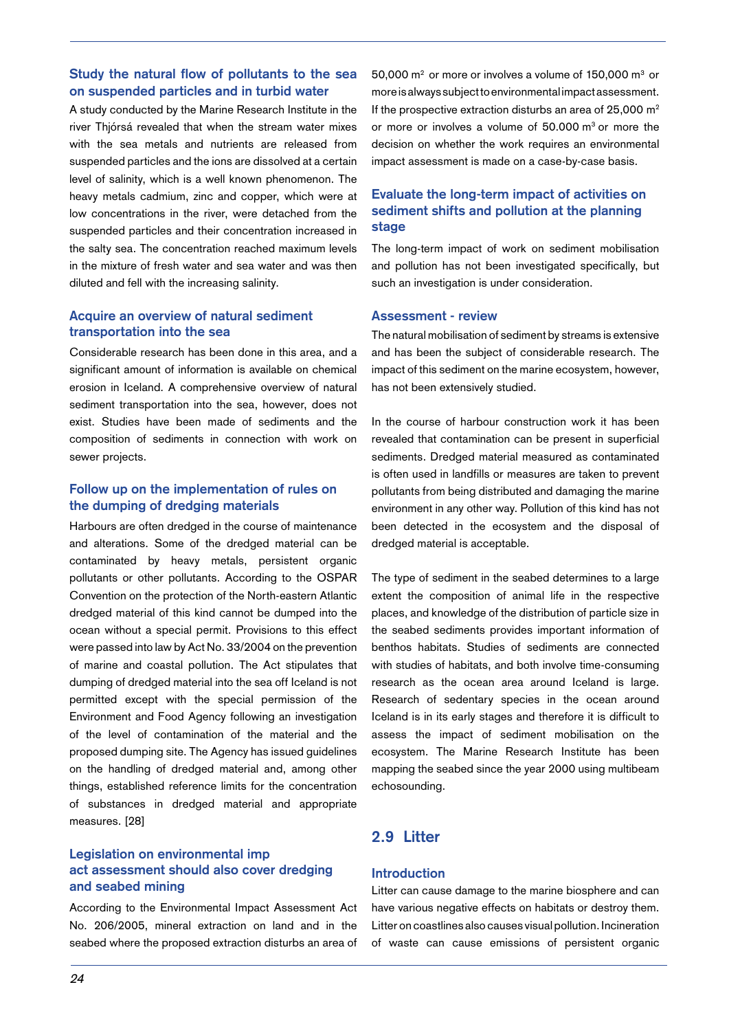### Study the natural flow of pollutants to the sea on suspended particles and in turbid water

A study conducted by the Marine Research Institute in the river Thjórsá revealed that when the stream water mixes with the sea metals and nutrients are released from suspended particles and the ions are dissolved at a certain level of salinity, which is a well known phenomenon. The heavy metals cadmium, zinc and copper, which were at low concentrations in the river, were detached from the suspended particles and their concentration increased in the salty sea. The concentration reached maximum levels in the mixture of fresh water and sea water and was then diluted and fell with the increasing salinity.

### Acquire an overview of natural sediment transportation into the sea

Considerable research has been done in this area, and a significant amount of information is available on chemical erosion in Iceland. A comprehensive overview of natural sediment transportation into the sea, however, does not exist. Studies have been made of sediments and the composition of sediments in connection with work on sewer projects.

### Follow up on the implementation of rules on the dumping of dredging materials

Harbours are often dredged in the course of maintenance and alterations. Some of the dredged material can be contaminated by heavy metals, persistent organic pollutants or other pollutants. According to the OSPAR Convention on the protection of the North-eastern Atlantic dredged material of this kind cannot be dumped into the ocean without a special permit. Provisions to this effect were passed into law by Act No. 33/2004 on the prevention of marine and coastal pollution. The Act stipulates that dumping of dredged material into the sea off Iceland is not permitted except with the special permission of the Environment and Food Agency following an investigation of the level of contamination of the material and the proposed dumping site. The Agency has issued guidelines on the handling of dredged material and, among other things, established reference limits for the concentration of substances in dredged material and appropriate measures. [28]

### Legislation on environmental imp act assessment should also cover dredging and seabed mining

According to the Environmental Impact Assessment Act No. 206/2005, mineral extraction on land and in the seabed where the proposed extraction disturbs an area of 50,000 $m^2$ or more or involves a volume of 150,000 $m^3$ or more is always subject to environmental impact assessment. If the prospective extraction disturbs an area of 25,000 $m^2$ or more or involves a volume of 50.000 $m^3$ or more the decision on whether the work requires an environmental impact assessment is made on a case-by-case basis.

### Evaluate the long-term impact of activities on sediment shifts and pollution at the planning stage

The long-term impact of work on sediment mobilisation and pollution has not been investigated specifically, but such an investigation is under consideration.

### Assessment - review

The natural mobilisation of sediment by streams is extensive and has been the subject of considerable research. The impact of this sediment on the marine ecosystem, however, has not been extensively studied.

In the course of harbour construction work it has been revealed that contamination can be present in superficial sediments. Dredged material measured as contaminated is often used in landfills or measures are taken to prevent pollutants from being distributed and damaging the marine environment in any other way. Pollution of this kind has not been detected in the ecosystem and the disposal of dredged material is acceptable.

The type of sediment in the seabed determines to a large extent the composition of animal life in the respective places, and knowledge of the distribution of particle size in the seabed sediments provides important information of benthos habitats. Studies of sediments are connected with studies of habitats, and both involve time-consuming research as the ocean area around Iceland is large. Research of sedentary species in the ocean around Iceland is in its early stages and therefore it is difficult to assess the impact of sediment mobilisation on the ecosystem. The Marine Research Institute has been mapping the seabed since the year 2000 using multibeam echosounding.

## 2.9 Litter

### Introduction

Litter can cause damage to the marine biosphere and can have various negative effects on habitats or destroy them. Litter on coastlines also causes visual pollution. Incineration of waste can cause emissions of persistent organic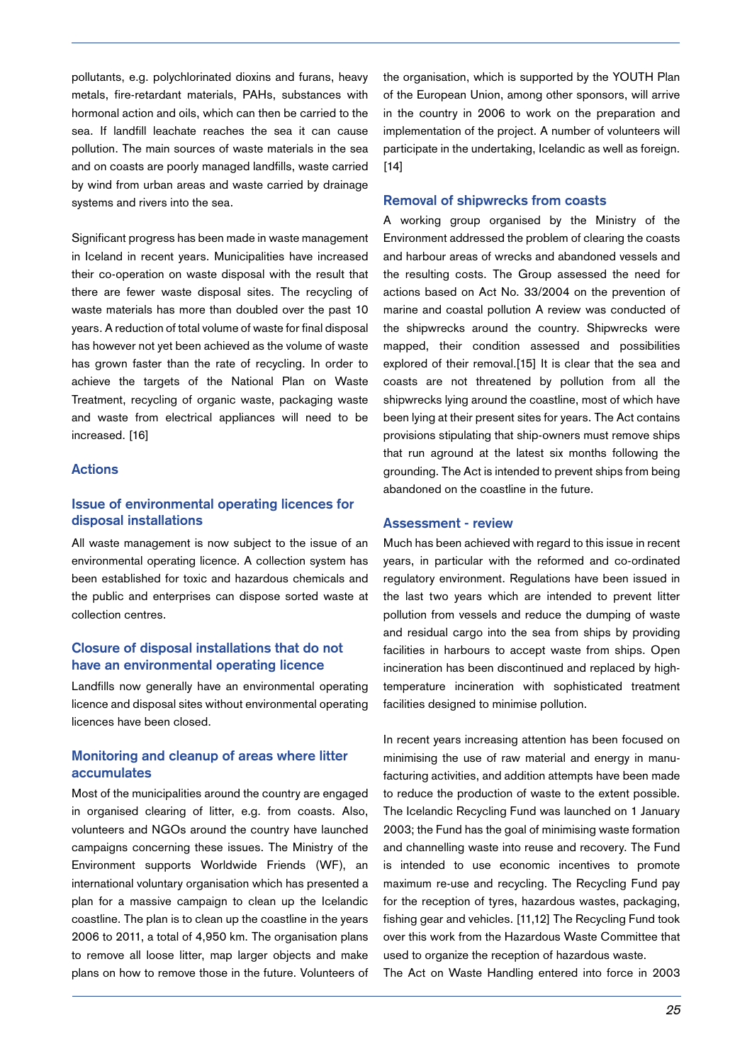pollutants, e.g. polychlorinated dioxins and furans, heavy metals, fire-retardant materials, PAHs, substances with hormonal action and oils, which can then be carried to the sea. If landfill leachate reaches the sea it can cause pollution. The main sources of waste materials in the sea and on coasts are poorly managed landfills, waste carried by wind from urban areas and waste carried by drainage systems and rivers into the sea.

Significant progress has been made in waste management in Iceland in recent years. Municipalities have increased their co-operation on waste disposal with the result that there are fewer waste disposal sites. The recycling of waste materials has more than doubled over the past 10 years. A reduction of total volume of waste for final disposal has however not yet been achieved as the volume of waste has grown faster than the rate of recycling. In order to achieve the targets of the National Plan on Waste Treatment, recycling of organic waste, packaging waste and waste from electrical appliances will need to be increased. [16]

## Actions

### Issue of environmental operating licences for disposal installations

All waste management is now subject to the issue of an environmental operating licence. A collection system has been established for toxic and hazardous chemicals and the public and enterprises can dispose sorted waste at collection centres.

### Closure of disposal installations that do not have an environmental operating licence

Landfills now generally have an environmental operating licence and disposal sites without environmental operating licences have been closed.

### Monitoring and cleanup of areas where litter accumulates

Most of the municipalities around the country are engaged in organised clearing of litter, e.g. from coasts. Also, volunteers and NGOs around the country have launched campaigns concerning these issues. The Ministry of the Environment supports Worldwide Friends (WF), an international voluntary organisation which has presented a plan for a massive campaign to clean up the Icelandic coastline. The plan is to clean up the coastline in the years 2006 to 2011, a total of 4,950 km. The organisation plans to remove all loose litter, map larger objects and make plans on how to remove those in the future. Volunteers of the organisation, which is supported by the YOUTH Plan of the European Union, among other sponsors, will arrive in the country in 2006 to work on the preparation and implementation of the project. A number of volunteers will participate in the undertaking, Icelandic as well as foreign. [14]

### Removal of shipwrecks from coasts

A working group organised by the Ministry of the Environment addressed the problem of clearing the coasts and harbour areas of wrecks and abandoned vessels and the resulting costs. The Group assessed the need for actions based on Act No. 33/2004 on the prevention of marine and coastal pollution A review was conducted of the shipwrecks around the country. Shipwrecks were mapped, their condition assessed and possibilities explored of their removal.[15] It is clear that the sea and coasts are not threatened by pollution from all the shipwrecks lying around the coastline, most of which have been lying at their present sites for years. The Act contains provisions stipulating that ship-owners must remove ships that run aground at the latest six months following the grounding. The Act is intended to prevent ships from being abandoned on the coastline in the future.

## Assessment - review

Much has been achieved with regard to this issue in recent years, in particular with the reformed and co-ordinated regulatory environment. Regulations have been issued in the last two years which are intended to prevent litter pollution from vessels and reduce the dumping of waste and residual cargo into the sea from ships by providing facilities in harbours to accept waste from ships. Open incineration has been discontinued and replaced by high-temperature incineration with sophisticated treatment facilities designed to minimise pollution.

In recent years increasing attention has been focused on minimising the use of raw material and energy in manufacturing activities, and addition attempts have been made to reduce the production of waste to the extent possible. The Icelandic Recycling Fund was launched on 1 January 2003; the Fund has the goal of minimising waste formation and channelling waste into reuse and recovery. The Fund is intended to use economic incentives to promote maximum re-use and recycling. The Recycling Fund pay for the reception of tyres, hazardous wastes, packaging, fishing gear and vehicles. [11,12] The Recycling Fund took over this work from the Hazardous Waste Committee that used to organize the reception of hazardous waste.

The Act on Waste Handling entered into force in 2003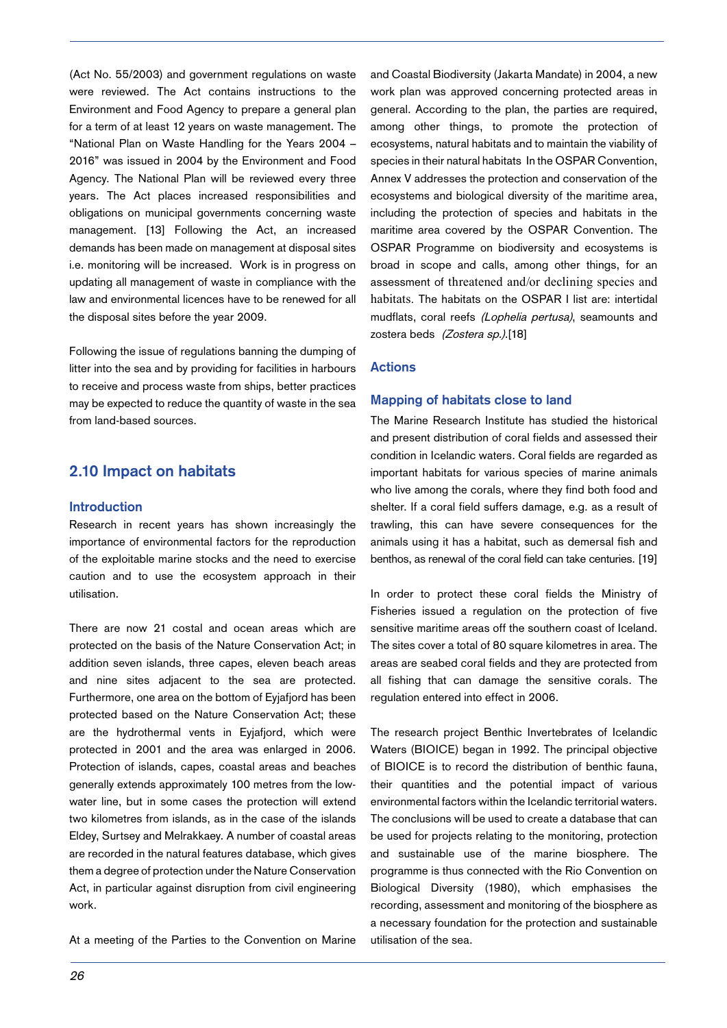(Act No. 55/2003) and government regulations on waste were reviewed. The Act contains instructions to the Environment and Food Agency to prepare a general plan for a term of at least 12 years on waste management. The "National Plan on Waste Handling for the Years 2004 – 2016" was issued in 2004 by the Environment and Food Agency. The National Plan will be reviewed every three years. The Act places increased responsibilities and obligations on municipal governments concerning waste management. [13] Following the Act, an increased demands has been made on management at disposal sites i.e. monitoring will be increased. Work is in progress on updating all management of waste in compliance with the law and environmental licences have to be renewed for all the disposal sites before the year 2009.

Following the issue of regulations banning the dumping of litter into the sea and by providing for facilities in harbours to receive and process waste from ships, better practices may be expected to reduce the quantity of waste in the sea from land-based sources.

## 2.10 Impact on habitats

### Introduction

Research in recent years has shown increasingly the importance of environmental factors for the reproduction of the exploitable marine stocks and the need to exercise caution and to use the ecosystem approach in their utilisation.

There are now 21 costal and ocean areas which are protected on the basis of the Nature Conservation Act; in addition seven islands, three capes, eleven beach areas and nine sites adjacent to the sea are protected. Furthermore, one area on the bottom of Eyjafjord has been protected based on the Nature Conservation Act; these are the hydrothermal vents in Eyjafjord, which were protected in 2001 and the area was enlarged in 2006. Protection of islands, capes, coastal areas and beaches generally extends approximately 100 metres from the low-water line, but in some cases the protection will extend two kilometres from islands, as in the case of the islands Eldey, Surtsey and Melrakkaey. A number of coastal areas are recorded in the natural features database, which gives them a degree of protection under the Nature Conservation Act, in particular against disruption from civil engineering work.

At a meeting of the Parties to the Convention on Marine and Coastal Biodiversity (Jakarta Mandate) in 2004, a new work plan was approved concerning protected areas in general. According to the plan, the parties are required, among other things, to promote the protection of ecosystems, natural habitats and to maintain the viability of species in their natural habitats In the OSPAR Convention, Annex V addresses the protection and conservation of the ecosystems and biological diversity of the maritime area, including the protection of species and habitats in the maritime area covered by the OSPAR Convention. The OSPAR Programme on biodiversity and ecosystems is broad in scope and calls, among other things, for an assessment of threatened and/or declining species and habitats. The habitats on the OSPAR I list are: intertidal mudflats, coral reefs *(Lophelia pertusa)*, seamounts and zostera beds *(Zostera sp.)*.[18]

### Actions

### Mapping of habitats close to land

The Marine Research Institute has studied the historical and present distribution of coral fields and assessed their condition in Icelandic waters. Coral fields are regarded as important habitats for various species of marine animals who live among the corals, where they find both food and shelter. If a coral field suffers damage, e.g. as a result of trawling, this can have severe consequences for the animals using it has a habitat, such as demersal fish and benthos, as renewal of the coral field can take centuries. [19]

In order to protect these coral fields the Ministry of Fisheries issued a regulation on the protection of five sensitive maritime areas off the southern coast of Iceland. The sites cover a total of 80 square kilometres in area. The areas are seabed coral fields and they are protected from all fishing that can damage the sensitive corals. The regulation entered into effect in 2006.

The research project Benthic Invertebrates of Icelandic Waters (BIOICE) began in 1992. The principal objective of BIOICE is to record the distribution of benthic fauna, their quantities and the potential impact of various environmental factors within the Icelandic territorial waters. The conclusions will be used to create a database that can be used for projects relating to the monitoring, protection and sustainable use of the marine biosphere. The programme is thus connected with the Rio Convention on Biological Diversity (1980), which emphasises the recording, assessment and monitoring of the biosphere as a necessary foundation for the protection and sustainable utilisation of the sea.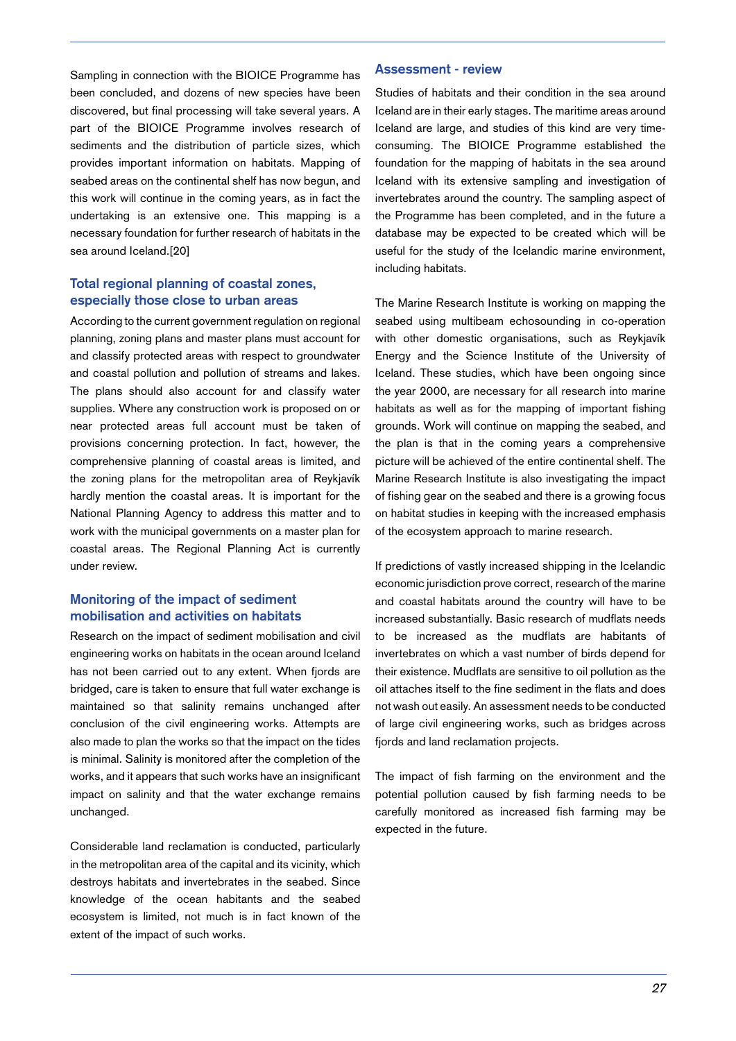Sampling in connection with the BIOICE Programme has been concluded, and dozens of new species have been discovered, but final processing will take several years. A part of the BIOICE Programme involves research of sediments and the distribution of particle sizes, which provides important information on habitats. Mapping of seabed areas on the continental shelf has now begun, and this work will continue in the coming years, as in fact the undertaking is an extensive one. This mapping is a necessary foundation for further research of habitats in the sea around Iceland.[20]

### Total regional planning of coastal zones, especially those close to urban areas

According to the current government regulation on regional planning, zoning plans and master plans must account for and classify protected areas with respect to groundwater and coastal pollution and pollution of streams and lakes. The plans should also account for and classify water supplies. Where any construction work is proposed on or near protected areas full account must be taken of provisions concerning protection. In fact, however, the comprehensive planning of coastal areas is limited, and the zoning plans for the metropolitan area of Reykjavík hardly mention the coastal areas. It is important for the National Planning Agency to address this matter and to work with the municipal governments on a master plan for coastal areas. The Regional Planning Act is currently under review.

### Monitoring of the impact of sediment mobilisation and activities on habitats

Research on the impact of sediment mobilisation and civil engineering works on habitats in the ocean around Iceland has not been carried out to any extent. When fjords are bridged, care is taken to ensure that full water exchange is maintained so that salinity remains unchanged after conclusion of the civil engineering works. Attempts are also made to plan the works so that the impact on the tides is minimal. Salinity is monitored after the completion of the works, and it appears that such works have an insignificant impact on salinity and that the water exchange remains unchanged.

Considerable land reclamation is conducted, particularly in the metropolitan area of the capital and its vicinity, which destroys habitats and invertebrates in the seabed. Since knowledge of the ocean habitants and the seabed ecosystem is limited, not much is in fact known of the extent of the impact of such works.

### Assessment - review

Studies of habitats and their condition in the sea around Iceland are in their early stages. The maritime areas around Iceland are large, and studies of this kind are very time-consuming. The BIOICE Programme established the foundation for the mapping of habitats in the sea around Iceland with its extensive sampling and investigation of invertebrates around the country. The sampling aspect of the Programme has been completed, and in the future a database may be expected to be created which will be useful for the study of the Icelandic marine environment, including habitats.

The Marine Research Institute is working on mapping the seabed using multibeam echosounding in co-operation with other domestic organisations, such as Reykjavík Energy and the Science Institute of the University of Iceland. These studies, which have been ongoing since the year 2000, are necessary for all research into marine habitats as well as for the mapping of important fishing grounds. Work will continue on mapping the seabed, and the plan is that in the coming years a comprehensive picture will be achieved of the entire continental shelf. The Marine Research Institute is also investigating the impact of fishing gear on the seabed and there is a growing focus on habitat studies in keeping with the increased emphasis of the ecosystem approach to marine research.

If predictions of vastly increased shipping in the Icelandic economic jurisdiction prove correct, research of the marine and coastal habitats around the country will have to be increased substantially. Basic research of mudflats needs to be increased as the mudflats are habitants of invertebrates on which a vast number of birds depend for their existence. Mudflats are sensitive to oil pollution as the oil attaches itself to the fine sediment in the flats and does not wash out easily. An assessment needs to be conducted of large civil engineering works, such as bridges across fjords and land reclamation projects.

The impact of fish farming on the environment and the potential pollution caused by fish farming needs to be carefully monitored as increased fish farming may be expected in the future.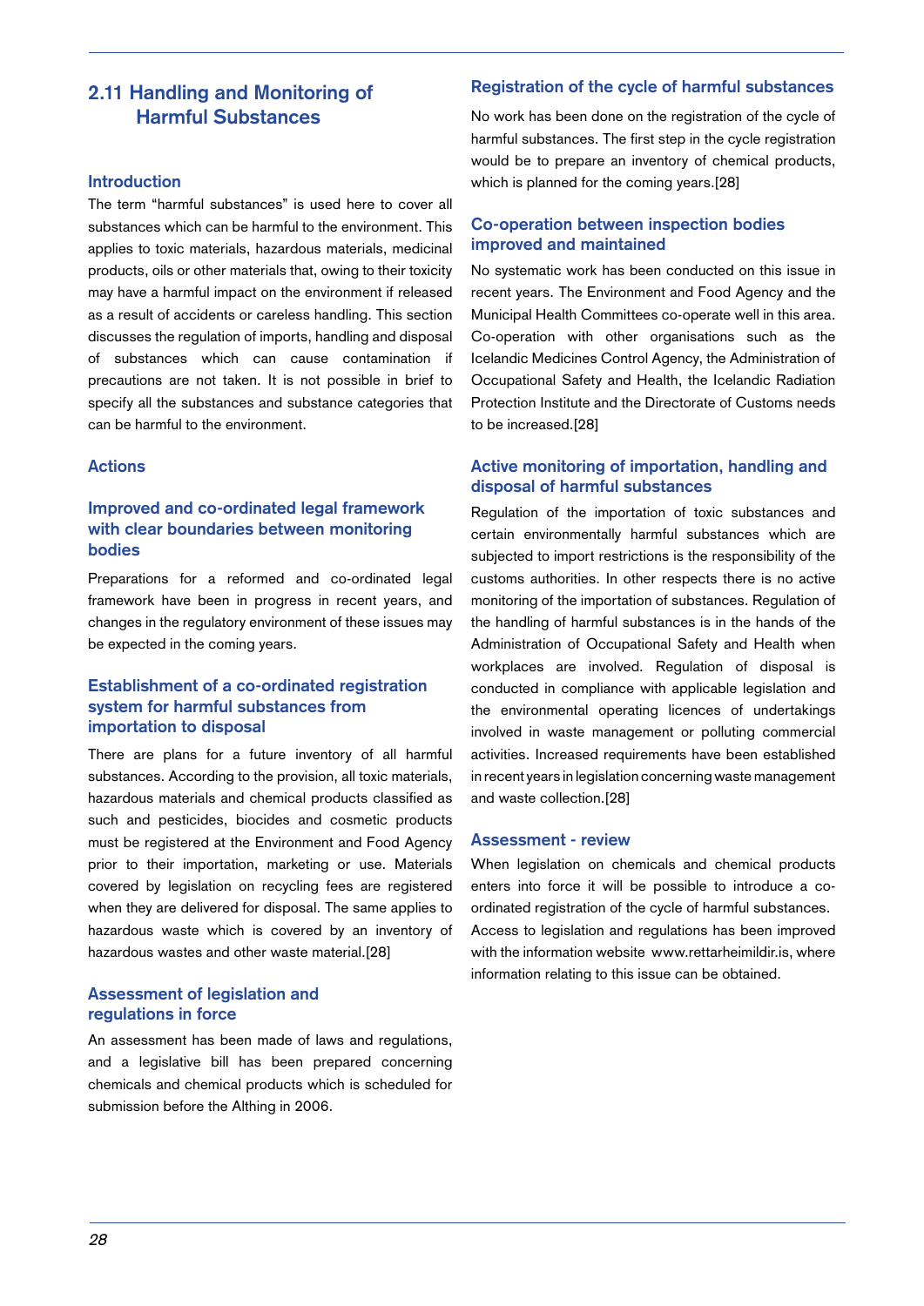## 2.11 Handling and Monitoring of Harmful Substances

### Introduction

The term “harmful substances” is used here to cover all substances which can be harmful to the environment. This applies to toxic materials, hazardous materials, medicinal products, oils or other materials that, owing to their toxicity may have a harmful impact on the environment if released as a result of accidents or careless handling. This section discusses the regulation of imports, handling and disposal of substances which can cause contamination if precautions are not taken. It is not possible in brief to specify all the substances and substance categories that can be harmful to the environment.

### Actions

### Improved and co-ordinated legal framework with clear boundaries between monitoring bodies

Preparations for a reformed and co-ordinated legal framework have been in progress in recent years, and changes in the regulatory environment of these issues may be expected in the coming years.

### Establishment of a co-ordinated registration system for harmful substances from importation to disposal

There are plans for a future inventory of all harmful substances. According to the provision, all toxic materials, hazardous materials and chemical products classified as such and pesticides, biocides and cosmetic products must be registered at the Environment and Food Agency prior to their importation, marketing or use. Materials covered by legislation on recycling fees are registered when they are delivered for disposal. The same applies to hazardous waste which is covered by an inventory of hazardous wastes and other waste material.[28]

### Assessment of legislation and regulations in force

An assessment has been made of laws and regulations, and a legislative bill has been prepared concerning chemicals and chemical products which is scheduled for submission before the Althing in 2006.

### Registration of the cycle of harmful substances

No work has been done on the registration of the cycle of harmful substances. The first step in the cycle registration would be to prepare an inventory of chemical products, which is planned for the coming years.[28]

### Co-operation between inspection bodies improved and maintained

No systematic work has been conducted on this issue in recent years. The Environment and Food Agency and the Municipal Health Committees co-operate well in this area. Co-operation with other organisations such as the Icelandic Medicines Control Agency, the Administration of Occupational Safety and Health, the Icelandic Radiation Protection Institute and the Directorate of Customs needs to be increased.[28]

### Active monitoring of importation, handling and disposal of harmful substances

Regulation of the importation of toxic substances and certain environmentally harmful substances which are subjected to import restrictions is the responsibility of the customs authorities. In other respects there is no active monitoring of the importation of substances. Regulation of the handling of harmful substances is in the hands of the Administration of Occupational Safety and Health when workplaces are involved. Regulation of disposal is conducted in compliance with applicable legislation and the environmental operating licences of undertakings involved in waste management or polluting commercial activities. Increased requirements have been established in recent years in legislation concerning waste management and waste collection.[28]

### Assessment - review

When legislation on chemicals and chemical products enters into force it will be possible to introduce a co-ordinated registration of the cycle of harmful substances. Access to legislation and regulations has been improved with the information website www.rettarheimildir.is, where information relating to this issue can be obtained.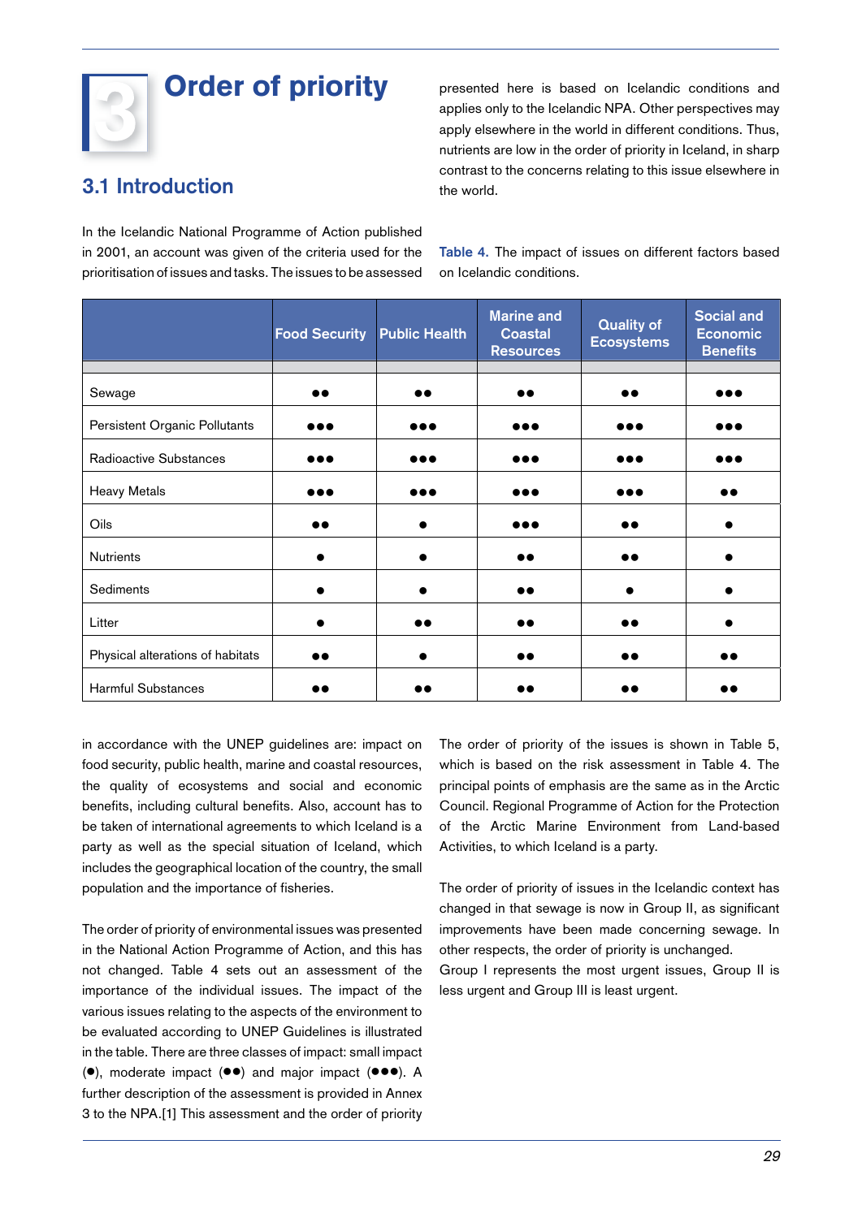# 3 Order of priority

## 3.1 Introduction

In the Icelandic National Programme of Action published in 2001, an account was given of the criteria used for the prioritisation of issues and tasks. The issues to be assessed in accordance with the UNEP guidelines are: impact on food security, public health, marine and coastal resources, the quality of ecosystems and social and economic benefits, including cultural benefits. Also, account has to be taken of international agreements to which Iceland is a party as well as the special situation of Iceland, which includes the geographical location of the country, the small population and the importance of fisheries.

The order of priority of environmental issues was presented in the National Action Programme of Action, and this has not changed. Table 4 sets out an assessment of the importance of the individual issues. The impact of the various issues relating to the aspects of the environment to be evaluated according to UNEP Guidelines is illustrated in the table. There are three classes of impact: small impact (●), moderate impact (●●) and major impact (●●●). A further description of the assessment is provided in Annex 3 to the NPA.[1] This assessment and the order of priority presented here is based on Icelandic conditions and applies only to the Icelandic NPA. Other perspectives may apply elsewhere in the world in different conditions. Thus, nutrients are low in the order of priority in Iceland, in sharp contrast to the concerns relating to this issue elsewhere in the world.

**Table 4.** The impact of issues on different factors based on Icelandic conditions.

| | Food Security | Public Health | Marine and Coastal Resources | Quality of Ecosystems | Social and Economic Benefits |
|---|---|---|---|---|---|
| Sewage | ●● | ●● | ●● | ●● | ●●● |
| Persistent Organic Pollutants | ●●● | ●●● | ●●● | ●●● | ●●● |
| Radioactive Substances | ●●● | ●●● | ●●● | ●●● | ●●● |
| Heavy Metals | ●●● | ●●● | ●●● | ●●● | ●● |
| Oils | ●● | ● | ●●● | ●● | ● |
| Nutrients | ● | ● | ●● | ●● | ● |
| Sediments | ● | ● | ●● | ● | ● |
| Litter | ● | ●● | ●● | ●● | ● |
| Physical alterations of habitats | ●● | ● | ●● | ●● | ●● |
| Harmful Substances | ●● | ●● | ●● | ●● | ●● |

The order of priority of the issues is shown in Table 5, which is based on the risk assessment in Table 4. The principal points of emphasis are the same as in the Arctic Council. Regional Programme of Action for the Protection of the Arctic Marine Environment from Land-based Activities, to which Iceland is a party.

The order of priority of issues in the Icelandic context has changed in that sewage is now in Group II, as significant improvements have been made concerning sewage. In other respects, the order of priority is unchanged.
Group I represents the most urgent issues, Group II is less urgent and Group III is least urgent.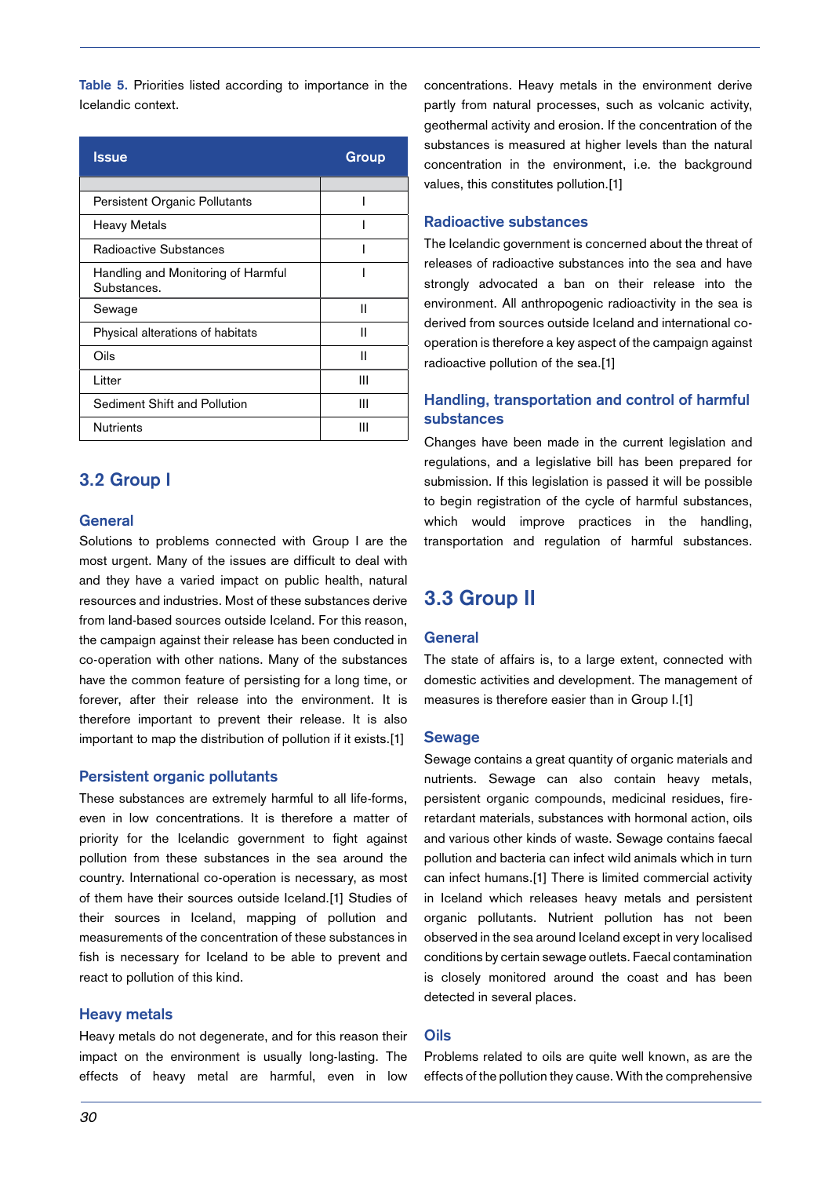**Table 5.** Priorities listed according to importance in the Icelandic context.

| Issue | Group |
|---|---|
| Persistent Organic Pollutants | I |
| Heavy Metals | I |
| Radioactive Substances | I |
| Handling and Monitoring of Harmful Substances. | I |
| Sewage | II |
| Physical alterations of habitats | II |
| Oils | II |
| Litter | III |
| Sediment Shift and Pollution | III |
| Nutrients | III |

## 3.2 Group I

### General

Solutions to problems connected with Group I are the most urgent. Many of the issues are difficult to deal with and they have a varied impact on public health, natural resources and industries. Most of these substances derive from land-based sources outside Iceland. For this reason, the campaign against their release has been conducted in co-operation with other nations. Many of the substances have the common feature of persisting for a long time, or forever, after their release into the environment. It is therefore important to prevent their release. It is also important to map the distribution of pollution if it exists.[1]

### Persistent organic pollutants

These substances are extremely harmful to all life-forms, even in low concentrations. It is therefore a matter of priority for the Icelandic government to fight against pollution from these substances in the sea around the country. International co-operation is necessary, as most of them have their sources outside Iceland.[1] Studies of their sources in Iceland, mapping of pollution and measurements of the concentration of these substances in fish is necessary for Iceland to be able to prevent and react to pollution of this kind.

### Heavy metals

Heavy metals do not degenerate, and for this reason their impact on the environment is usually long-lasting. The effects of heavy metal are harmful, even in low concentrations. Heavy metals in the environment derive partly from natural processes, such as volcanic activity, geothermal activity and erosion. If the concentration of the substances is measured at higher levels than the natural concentration in the environment, i.e. the background values, this constitutes pollution.[1]

### Radioactive substances

The Icelandic government is concerned about the threat of releases of radioactive substances into the sea and have strongly advocated a ban on their release into the environment. All anthropogenic radioactivity in the sea is derived from sources outside Iceland and international co-operation is therefore a key aspect of the campaign against radioactive pollution of the sea.[1]

### Handling, transportation and control of harmful substances

Changes have been made in the current legislation and regulations, and a legislative bill has been prepared for submission. If this legislation is passed it will be possible to begin registration of the cycle of harmful substances, which would improve practices in the handling, transportation and regulation of harmful substances.

## 3.3 Group II

### General

The state of affairs is, to a large extent, connected with domestic activities and development. The management of measures is therefore easier than in Group I.[1]

### Sewage

Sewage contains a great quantity of organic materials and nutrients. Sewage can also contain heavy metals, persistent organic compounds, medicinal residues, fire-retardant materials, substances with hormonal action, oils and various other kinds of waste. Sewage contains faecal pollution and bacteria can infect wild animals which in turn can infect humans.[1] There is limited commercial activity in Iceland which releases heavy metals and persistent organic pollutants. Nutrient pollution has not been observed in the sea around Iceland except in very localised conditions by certain sewage outlets. Faecal contamination is closely monitored around the coast and has been detected in several places.

### Oils

Problems related to oils are quite well known, as are the effects of the pollution they cause. With the comprehensive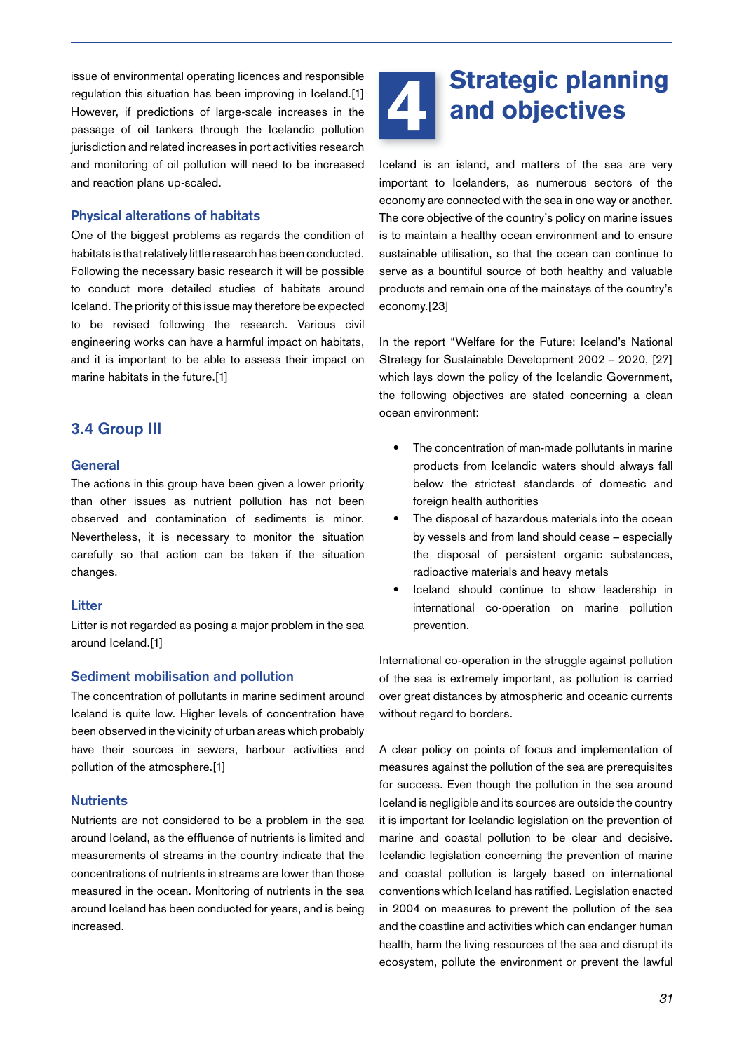issue of environmental operating licences and responsible regulation this situation has been improving in Iceland.[1] However, if predictions of large-scale increases in the passage of oil tankers through the Icelandic pollution jurisdiction and related increases in port activities research and monitoring of oil pollution will need to be increased and reaction plans up-scaled.

### Physical alterations of habitats

One of the biggest problems as regards the condition of habitats is that relatively little research has been conducted. Following the necessary basic research it will be possible to conduct more detailed studies of habitats around Iceland. The priority of this issue may therefore be expected to be revised following the research. Various civil engineering works can have a harmful impact on habitats, and it is important to be able to assess their impact on marine habitats in the future.[1]

## 3.4 Group III

### General

The actions in this group have been given a lower priority than other issues as nutrient pollution has not been observed and contamination of sediments is minor. Nevertheless, it is necessary to monitor the situation carefully so that action can be taken if the situation changes.

### Litter

Litter is not regarded as posing a major problem in the sea around Iceland.[1]

### Sediment mobilisation and pollution

The concentration of pollutants in marine sediment around Iceland is quite low. Higher levels of concentration have been observed in the vicinity of urban areas which probably have their sources in sewers, harbour activities and pollution of the atmosphere.[1]

### Nutrients

Nutrients are not considered to be a problem in the sea around Iceland, as the effluence of nutrients is limited and measurements of streams in the country indicate that the concentrations of nutrients in streams are lower than those measured in the ocean. Monitoring of nutrients in the sea around Iceland has been conducted for years, and is being increased.

# 4 Strategic planning and objectives

Iceland is an island, and matters of the sea are very important to Icelanders, as numerous sectors of the economy are connected with the sea in one way or another. The core objective of the country's policy on marine issues is to maintain a healthy ocean environment and to ensure sustainable utilisation, so that the ocean can continue to serve as a bountiful source of both healthy and valuable products and remain one of the mainstays of the country's economy.[23]

In the report "Welfare for the Future: Iceland's National Strategy for Sustainable Development 2002 – 2020, [27] which lays down the policy of the Icelandic Government, the following objectives are stated concerning a clean ocean environment:

- The concentration of man-made pollutants in marine products from Icelandic waters should always fall below the strictest standards of domestic and foreign health authorities
- The disposal of hazardous materials into the ocean by vessels and from land should cease – especially the disposal of persistent organic substances, radioactive materials and heavy metals
- Iceland should continue to show leadership in international co-operation on marine pollution prevention.

International co-operation in the struggle against pollution of the sea is extremely important, as pollution is carried over great distances by atmospheric and oceanic currents without regard to borders.

A clear policy on points of focus and implementation of measures against the pollution of the sea are prerequisites for success. Even though the pollution in the sea around Iceland is negligible and its sources are outside the country it is important for Icelandic legislation on the prevention of marine and coastal pollution to be clear and decisive. Icelandic legislation concerning the prevention of marine and coastal pollution is largely based on international conventions which Iceland has ratified. Legislation enacted in 2004 on measures to prevent the pollution of the sea and the coastline and activities which can endanger human health, harm the living resources of the sea and disrupt its ecosystem, pollute the environment or prevent the lawful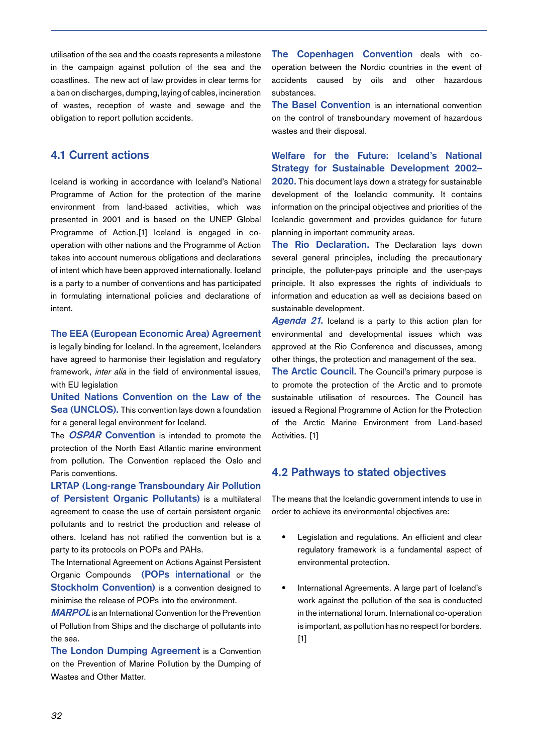utilisation of the sea and the coasts represents a milestone in the campaign against pollution of the sea and the coastlines. The new act of law provides in clear terms for a ban on discharges, dumping, laying of cables, incineration of wastes, reception of waste and sewage and the obligation to report pollution accidents.

## 4.1 Current actions

Iceland is working in accordance with Iceland's National Programme of Action for the protection of the marine environment from land-based activities, which was presented in 2001 and is based on the UNEP Global Programme of Action.[1] Iceland is engaged in co-operation with other nations and the Programme of Action takes into account numerous obligations and declarations of intent which have been approved internationally. Iceland is a party to a number of conventions and has participated in formulating international policies and declarations of intent.

**The EEA (European Economic Area) Agreement** is legally binding for Iceland. In the agreement, Icelanders have agreed to harmonise their legislation and regulatory framework, *inter alia* in the field of environmental issues, with EU legislation

**United Nations Convention on the Law of the Sea (UNCLOS).** This convention lays down a foundation for a general legal environment for Iceland.

The ***OSPAR* Convention** is intended to promote the protection of the North East Atlantic marine environment from pollution. The Convention replaced the Oslo and Paris conventions.

**LRTAP (Long-range Transboundary Air Pollution of Persistent Organic Pollutants)** is a multilateral agreement to cease the use of certain persistent organic pollutants and to restrict the production and release of others. Iceland has not ratified the convention but is a party to its protocols on POPs and PAHs.

The International Agreement on Actions Against Persistent Organic Compounds **(POPs international** or the **Stockholm Convention)** is a convention designed to minimise the release of POPs into the environment.

***MARPOL*** is an International Convention for the Prevention of Pollution from Ships and the discharge of pollutants into the sea.

**The London Dumping Agreement** is a Convention on the Prevention of Marine Pollution by the Dumping of Wastes and Other Matter.

**The Copenhagen Convention** deals with co-operation between the Nordic countries in the event of accidents caused by oils and other hazardous substances.

**The Basel Convention** is an international convention on the control of transboundary movement of hazardous wastes and their disposal.

**Welfare for the Future: Iceland's National Strategy for Sustainable Development 2002–2020.** This document lays down a strategy for sustainable development of the Icelandic community. It contains information on the principal objectives and priorities of the Icelandic government and provides guidance for future planning in important community areas.

**The Rio Declaration.** The Declaration lays down several general principles, including the precautionary principle, the polluter-pays principle and the user-pays principle. It also expresses the rights of individuals to information and education as well as decisions based on sustainable development.

***Agenda 21*****.** Iceland is a party to this action plan for environmental and developmental issues which was approved at the Rio Conference and discusses, among other things, the protection and management of the sea.

**The Arctic Council.** The Council's primary purpose is to promote the protection of the Arctic and to promote sustainable utilisation of resources. The Council has issued a Regional Programme of Action for the Protection of the Arctic Marine Environment from Land-based Activities. [1]

## 4.2 Pathways to stated objectives

The means that the Icelandic government intends to use in order to achieve its environmental objectives are:

- Legislation and regulations. An efficient and clear regulatory framework is a fundamental aspect of environmental protection.

- International Agreements. A large part of Iceland's work against the pollution of the sea is conducted in the international forum. International co-operation is important, as pollution has no respect for borders. [1]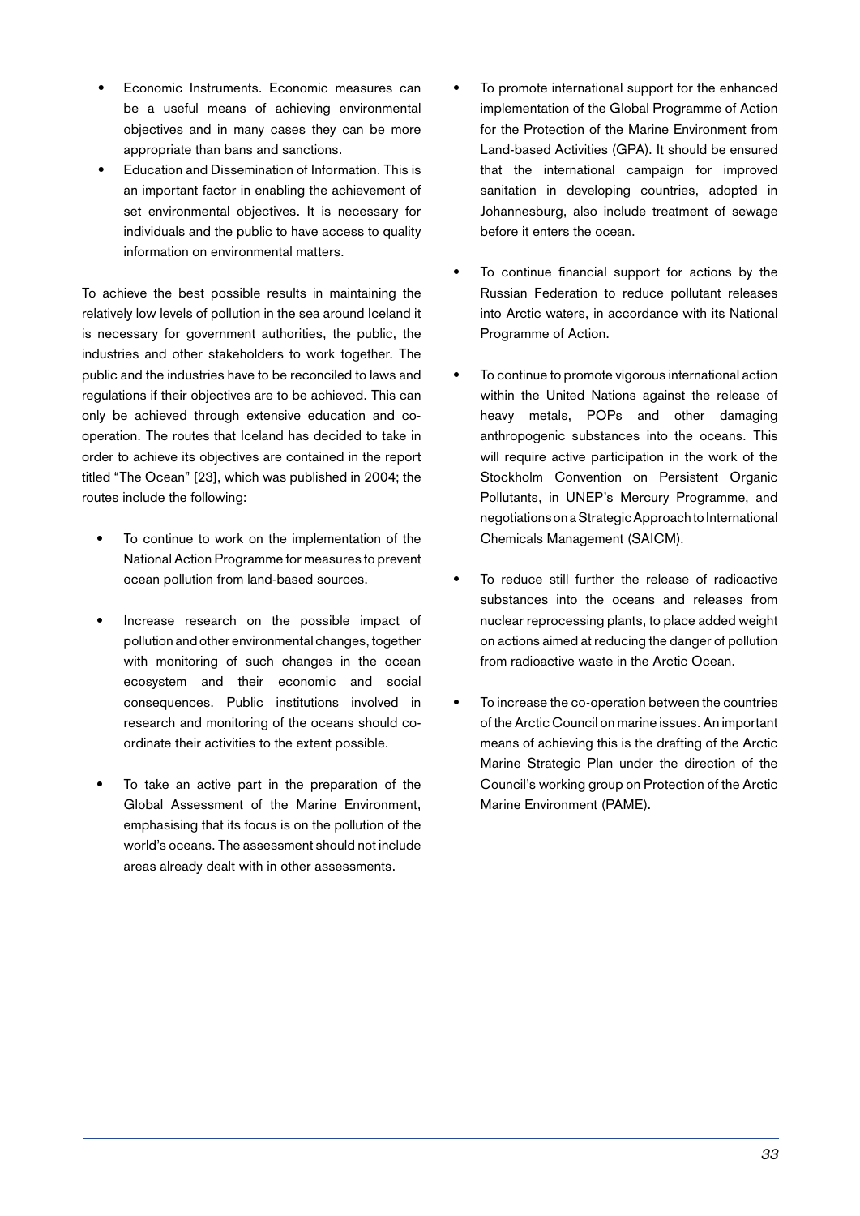- Economic Instruments. Economic measures can be a useful means of achieving environmental objectives and in many cases they can be more appropriate than bans and sanctions.
- Education and Dissemination of Information. This is an important factor in enabling the achievement of set environmental objectives. It is necessary for individuals and the public to have access to quality information on environmental matters.

To achieve the best possible results in maintaining the relatively low levels of pollution in the sea around Iceland it is necessary for government authorities, the public, the industries and other stakeholders to work together. The public and the industries have to be reconciled to laws and regulations if their objectives are to be achieved. This can only be achieved through extensive education and co-operation. The routes that Iceland has decided to take in order to achieve its objectives are contained in the report titled "The Ocean" [23], which was published in 2004; the routes include the following:

- To continue to work on the implementation of the National Action Programme for measures to prevent ocean pollution from land-based sources.

- Increase research on the possible impact of pollution and other environmental changes, together with monitoring of such changes in the ocean ecosystem and their economic and social consequences. Public institutions involved in research and monitoring of the oceans should co-ordinate their activities to the extent possible.

- To take an active part in the preparation of the Global Assessment of the Marine Environment, emphasising that its focus is on the pollution of the world's oceans. The assessment should not include areas already dealt with in other assessments.

- To promote international support for the enhanced implementation of the Global Programme of Action for the Protection of the Marine Environment from Land-based Activities (GPA). It should be ensured that the international campaign for improved sanitation in developing countries, adopted in Johannesburg, also include treatment of sewage before it enters the ocean.

- To continue financial support for actions by the Russian Federation to reduce pollutant releases into Arctic waters, in accordance with its National Programme of Action.

- To continue to promote vigorous international action within the United Nations against the release of heavy metals, POPs and other damaging anthropogenic substances into the oceans. This will require active participation in the work of the Stockholm Convention on Persistent Organic Pollutants, in UNEP's Mercury Programme, and negotiations on a Strategic Approach to International Chemicals Management (SAICM).

- To reduce still further the release of radioactive substances into the oceans and releases from nuclear reprocessing plants, to place added weight on actions aimed at reducing the danger of pollution from radioactive waste in the Arctic Ocean.

- To increase the co-operation between the countries of the Arctic Council on marine issues. An important means of achieving this is the drafting of the Arctic Marine Strategic Plan under the direction of the Council's working group on Protection of the Arctic Marine Environment (PAME).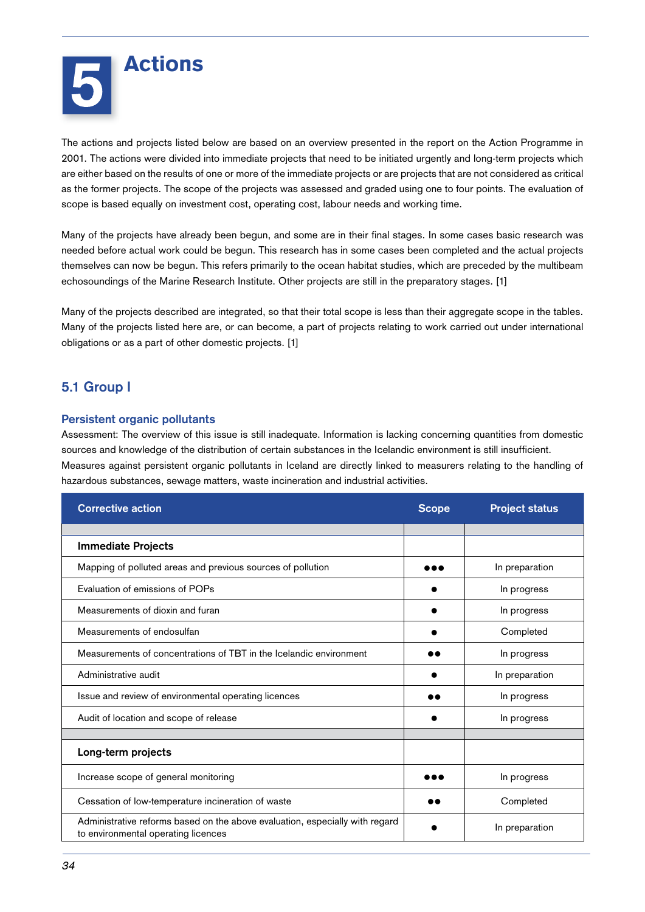# 5 Actions

The actions and projects listed below are based on an overview presented in the report on the Action Programme in 2001. The actions were divided into immediate projects that need to be initiated urgently and long-term projects which are either based on the results of one or more of the immediate projects or are projects that are not considered as critical as the former projects. The scope of the projects was assessed and graded using one to four points. The evaluation of scope is based equally on investment cost, operating cost, labour needs and working time.

Many of the projects have already been begun, and some are in their final stages. In some cases basic research was needed before actual work could be begun. This research has in some cases been completed and the actual projects themselves can now be begun. This refers primarily to the ocean habitat studies, which are preceded by the multibeam echosoundings of the Marine Research Institute. Other projects are still in the preparatory stages. [1]

Many of the projects described are integrated, so that their total scope is less than their aggregate scope in the tables. Many of the projects listed here are, or can become, a part of projects relating to work carried out under international obligations or as a part of other domestic projects. [1]

## 5.1 Group I

### Persistent organic pollutants

Assessment: The overview of this issue is still inadequate. Information is lacking concerning quantities from domestic sources and knowledge of the distribution of certain substances in the Icelandic environment is still insufficient.
Measures against persistent organic pollutants in Iceland are directly linked to measurers relating to the handling of hazardous substances, sewage matters, waste incineration and industrial activities.

| Corrective action | Scope | Project status |
|---|---|---|
| **Immediate Projects** | | |
| Mapping of polluted areas and previous sources of pollution | ●●● | In preparation |
| Evaluation of emissions of POPs | ● | In progress |
| Measurements of dioxin and furan | ● | In progress |
| Measurements of endosulfan | ● | Completed |
| Measurements of concentrations of TBT in the Icelandic environment | ●● | In progress |
| Administrative audit | ● | In preparation |
| Issue and review of environmental operating licences | ●● | In progress |
| Audit of location and scope of release | ● | In progress |
| **Long-term projects** | | |
| Increase scope of general monitoring | ●●● | In progress |
| Cessation of low-temperature incineration of waste | ●● | Completed |
| Administrative reforms based on the above evaluation, especially with regard to environmental operating licences | ● | In preparation |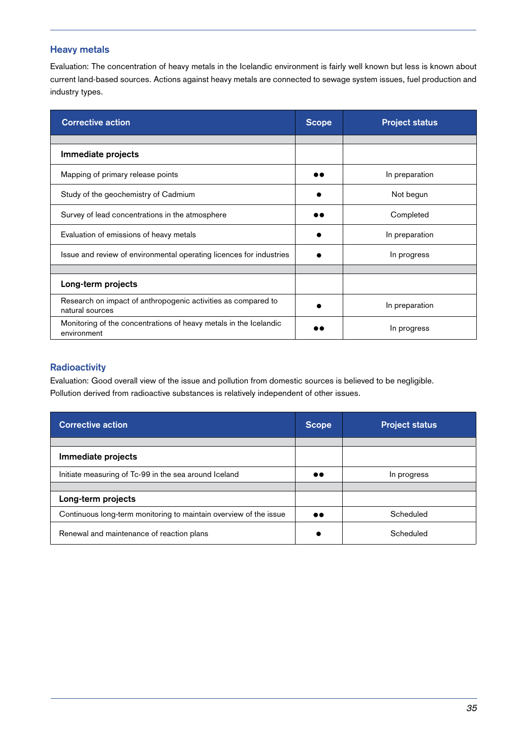## Heavy metals

Evaluation: The concentration of heavy metals in the Icelandic environment is fairly well known but less is known about current land-based sources. Actions against heavy metals are connected to sewage system issues, fuel production and industry types.

| Corrective action | Scope | Project status |
|---|---|---|
| **Immediate projects** | | |
| Mapping of primary release points | ●● | In preparation |
| Study of the geochemistry of Cadmium | ● | Not begun |
| Survey of lead concentrations in the atmosphere | ●● | Completed |
| Evaluation of emissions of heavy metals | ● | In preparation |
| Issue and review of environmental operating licences for industries | ● | In progress |
| **Long-term projects** | | |
| Research on impact of anthropogenic activities as compared to natural sources | ● | In preparation |
| Monitoring of the concentrations of heavy metals in the Icelandic environment | ●● | In progress |

## Radioactivity

Evaluation: Good overall view of the issue and pollution from domestic sources is believed to be negligible. Pollution derived from radioactive substances is relatively independent of other issues.

| Corrective action | Scope | Project status |
|---|---|---|
| **Immediate projects** | | |
| Initiate measuring of Tc-99 in the sea around Iceland | ●● | In progress |
| **Long-term projects** | | |
| Continuous long-term monitoring to maintain overview of the issue | ●● | Scheduled |
| Renewal and maintenance of reaction plans | ● | Scheduled |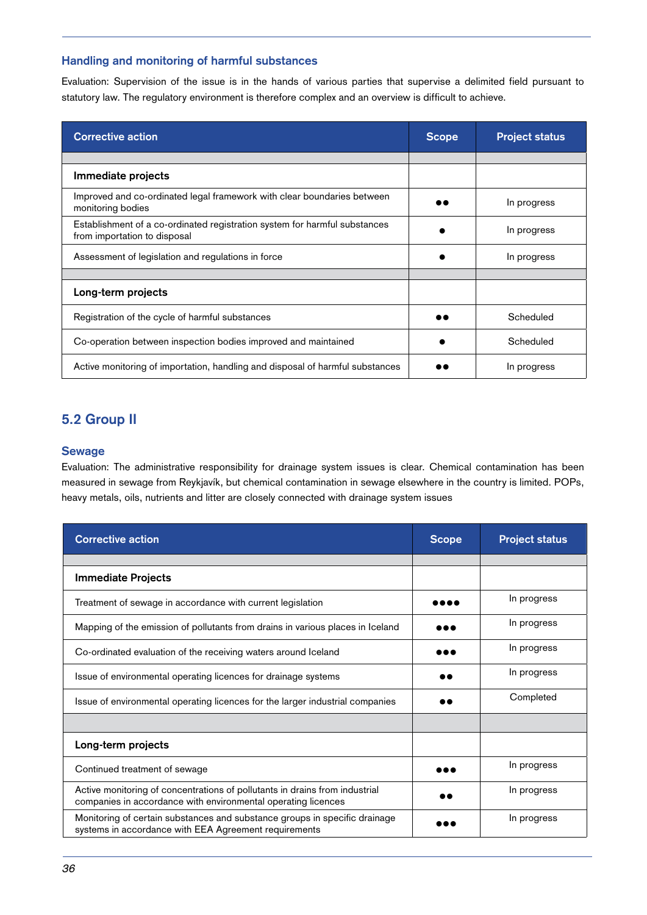### Handling and monitoring of harmful substances

Evaluation: Supervision of the issue is in the hands of various parties that supervise a delimited field pursuant to statutory law. The regulatory environment is therefore complex and an overview is difficult to achieve.

| Corrective action | Scope | Project status |
|---|---|---|
| | | |
| **Immediate projects** | | |
| Improved and co-ordinated legal framework with clear boundaries between monitoring bodies | ●● | In progress |
| Establishment of a co-ordinated registration system for harmful substances from importation to disposal | ● | In progress |
| Assessment of legislation and regulations in force | ● | In progress |
| | | |
| **Long-term projects** | | |
| Registration of the cycle of harmful substances | ●● | Scheduled |
| Co-operation between inspection bodies improved and maintained | ● | Scheduled |
| Active monitoring of importation, handling and disposal of harmful substances | ●● | In progress |

## 5.2 Group II

### Sewage

Evaluation: The administrative responsibility for drainage system issues is clear. Chemical contamination has been measured in sewage from Reykjavík, but chemical contamination in sewage elsewhere in the country is limited. POPs, heavy metals, oils, nutrients and litter are closely connected with drainage system issues

| Corrective action | Scope | Project status |
|---|---|---|
| | | |
| **Immediate Projects** | | |
| Treatment of sewage in accordance with current legislation | ●●●● | In progress |
| Mapping of the emission of pollutants from drains in various places in Iceland | ●●● | In progress |
| Co-ordinated evaluation of the receiving waters around Iceland | ●●● | In progress |
| Issue of environmental operating licences for drainage systems | ●● | In progress |
| Issue of environmental operating licences for the larger industrial companies | ●● | Completed |
| | | |
| **Long-term projects** | | |
| Continued treatment of sewage | ●●● | In progress |
| Active monitoring of concentrations of pollutants in drains from industrial companies in accordance with environmental operating licences | ●● | In progress |
| Monitoring of certain substances and substance groups in specific drainage systems in accordance with EEA Agreement requirements | ●●● | In progress |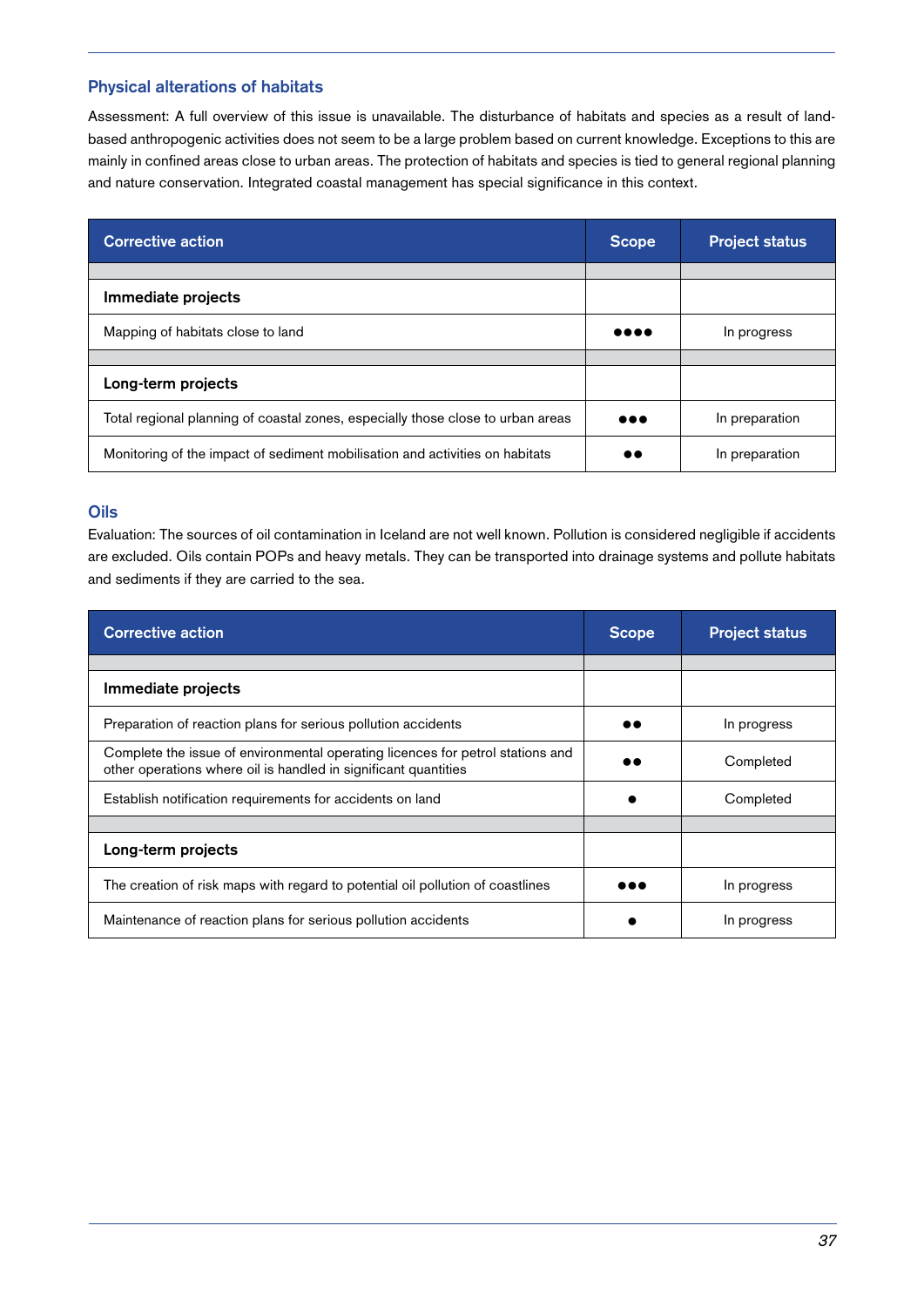## Physical alterations of habitats

Assessment: A full overview of this issue is unavailable. The disturbance of habitats and species as a result of land-based anthropogenic activities does not seem to be a large problem based on current knowledge. Exceptions to this are mainly in confined areas close to urban areas. The protection of habitats and species is tied to general regional planning and nature conservation. Integrated coastal management has special significance in this context.

| Corrective action | Scope | Project status |
|---|---|---|
| **Immediate projects** | | |
| Mapping of habitats close to land | ●●●● | In progress |
| **Long-term projects** | | |
| Total regional planning of coastal zones, especially those close to urban areas | ●●● | In preparation |
| Monitoring of the impact of sediment mobilisation and activities on habitats | ●● | In preparation |

## Oils

Evaluation: The sources of oil contamination in Iceland are not well known. Pollution is considered negligible if accidents are excluded. Oils contain POPs and heavy metals. They can be transported into drainage systems and pollute habitats and sediments if they are carried to the sea.

| Corrective action | Scope | Project status |
|---|---|---|
| **Immediate projects** | | |
| Preparation of reaction plans for serious pollution accidents | ●● | In progress |
| Complete the issue of environmental operating licences for petrol stations and other operations where oil is handled in significant quantities | ●● | Completed |
| Establish notification requirements for accidents on land | ● | Completed |
| **Long-term projects** | | |
| The creation of risk maps with regard to potential oil pollution of coastlines | ●●● | In progress |
| Maintenance of reaction plans for serious pollution accidents | ● | In progress |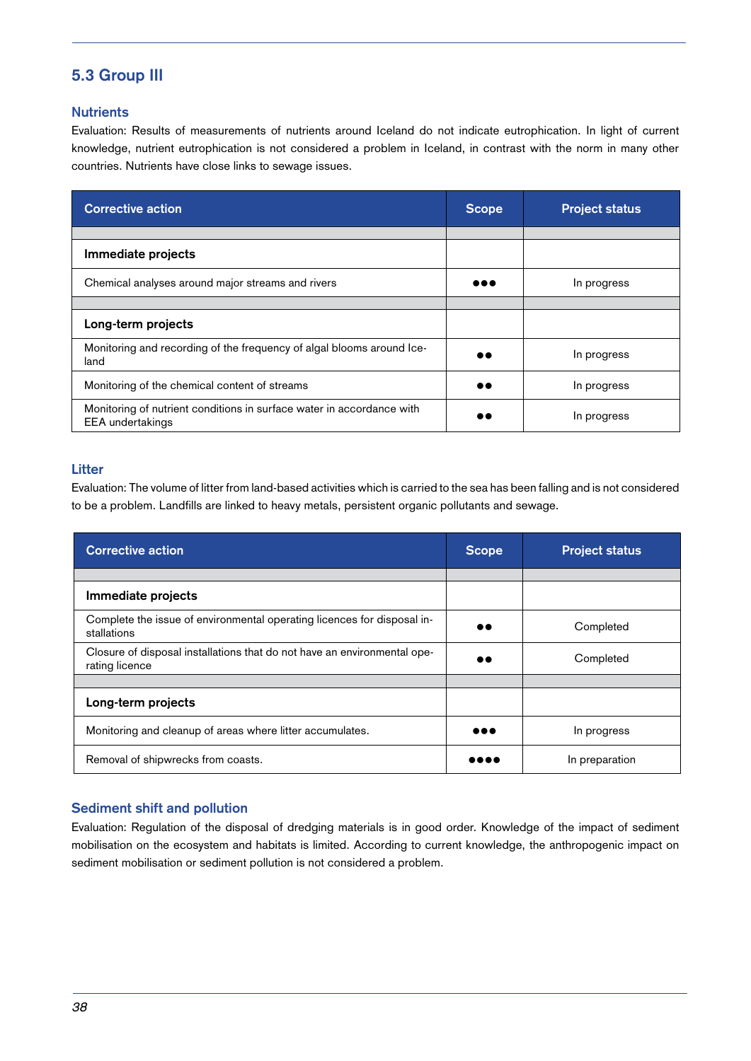## 5.3 Group III

### Nutrients

Evaluation: Results of measurements of nutrients around Iceland do not indicate eutrophication. In light of current knowledge, nutrient eutrophication is not considered a problem in Iceland, in contrast with the norm in many other countries. Nutrients have close links to sewage issues.

| Corrective action | Scope | Project status |
|---|---|---|
| **Immediate projects** | | |
| Chemical analyses around major streams and rivers | ●●● | In progress |
| **Long-term projects** | | |
| Monitoring and recording of the frequency of algal blooms around Iceland | ●● | In progress |
| Monitoring of the chemical content of streams | ●● | In progress |
| Monitoring of nutrient conditions in surface water in accordance with EEA undertakings | ●● | In progress |

### Litter

Evaluation: The volume of litter from land-based activities which is carried to the sea has been falling and is not considered to be a problem. Landfills are linked to heavy metals, persistent organic pollutants and sewage.

| Corrective action | Scope | Project status |
|---|---|---|
| **Immediate projects** | | |
| Complete the issue of environmental operating licences for disposal installations | ●● | Completed |
| Closure of disposal installations that do not have an environmental operating licence | ●● | Completed |
| **Long-term projects** | | |
| Monitoring and cleanup of areas where litter accumulates. | ●●● | In progress |
| Removal of shipwrecks from coasts. | ●●●● | In preparation |

### Sediment shift and pollution

Evaluation: Regulation of the disposal of dredging materials is in good order. Knowledge of the impact of sediment mobilisation on the ecosystem and habitats is limited. According to current knowledge, the anthropogenic impact on sediment mobilisation or sediment pollution is not considered a problem.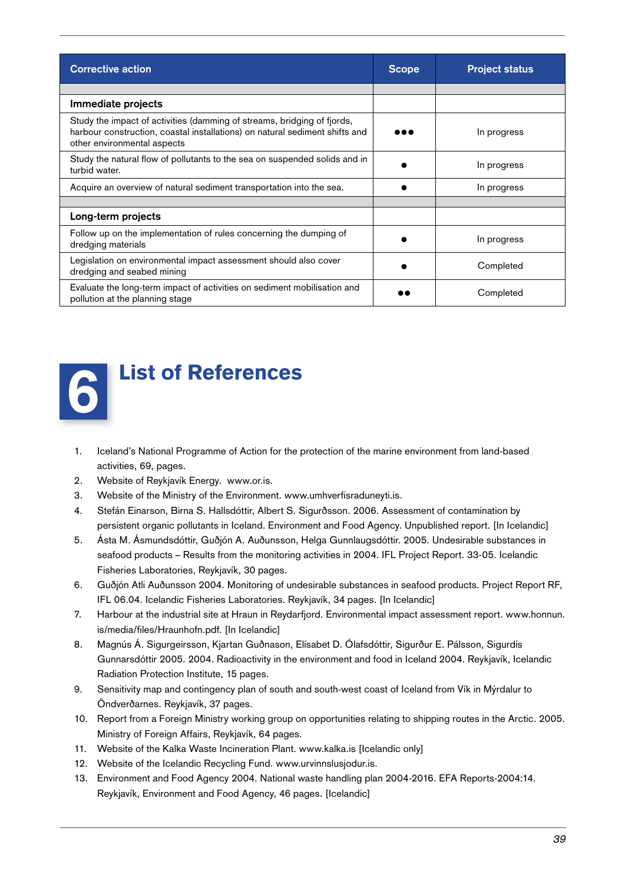| Corrective action | Scope | Project status |
|---|---|---|
| **Immediate projects** | | |
| Study the impact of activities (damming of streams, bridging of fjords, harbour construction, coastal installations) on natural sediment shifts and other environmental aspects | ●●● | In progress |
| Study the natural flow of pollutants to the sea on suspended solids and in turbid water. | ● | In progress |
| Acquire an overview of natural sediment transportation into the sea. | ● | In progress |
| **Long-term projects** | | |
| Follow up on the implementation of rules concerning the dumping of dredging materials | ● | In progress |
| Legislation on environmental impact assessment should also cover dredging and seabed mining | ● | Completed |
| Evaluate the long-term impact of activities on sediment mobilisation and pollution at the planning stage | ●● | Completed |

# 6 List of References

1. Iceland's National Programme of Action for the protection of the marine environment from land-based activities, 69, pages.
2. Website of Reykjavík Energy. www.or.is.
3. Website of the Ministry of the Environment. www.umhverfisraduneyti.is.
4. Stefán Einarson, Birna S. Hallsdóttir, Albert S. Sigurðsson. 2006. Assessment of contamination by persistent organic pollutants in Iceland. Environment and Food Agency. Unpublished report. [In Icelandic]
5. Ásta M. Ásmundsdóttir, Guðjón A. Auðunsson, Helga Gunnlaugsdóttir. 2005. Undesirable substances in seafood products – Results from the monitoring activities in 2004. IFL Project Report. 33-05. Icelandic Fisheries Laboratories, Reykjavík, 30 pages.
6. Guðjón Atli Auðunsson 2004. Monitoring of undesirable substances in seafood products. Project Report RF, IFL 06.04. Icelandic Fisheries Laboratories. Reykjavík, 34 pages. [In Icelandic]
7. Harbour at the industrial site at Hraun in Reydarfjord. Environmental impact assessment report. www.honnun.is/media/files/Hraunhofn.pdf. [In Icelandic]
8. Magnús Á. Sigurgeirsson, Kjartan Guðnason, Elísabet D. Ólafsdóttir, Sigurður E. Pálsson, Sigurdís Gunnarsdóttir 2005. 2004. Radioactivity in the environment and food in Iceland 2004. Reykjavík, Icelandic Radiation Protection Institute, 15 pages.
9. Sensitivity map and contingency plan of south and south-west coast of Iceland from Vík in Mýrdalur to Öndverðarnes. Reykjavík, 37 pages.
10. Report from a Foreign Ministry working group on opportunities relating to shipping routes in the Arctic. 2005. Ministry of Foreign Affairs, Reykjavík, 64 pages.
11. Website of the Kalka Waste Incineration Plant. www.kalka.is [Icelandic only]
12. Website of the Icelandic Recycling Fund. www.urvinnslusjodur.is.
13. Environment and Food Agency 2004. National waste handling plan 2004-2016. EFA Reports-2004:14. Reykjavík, Environment and Food Agency, 46 pages. [Icelandic]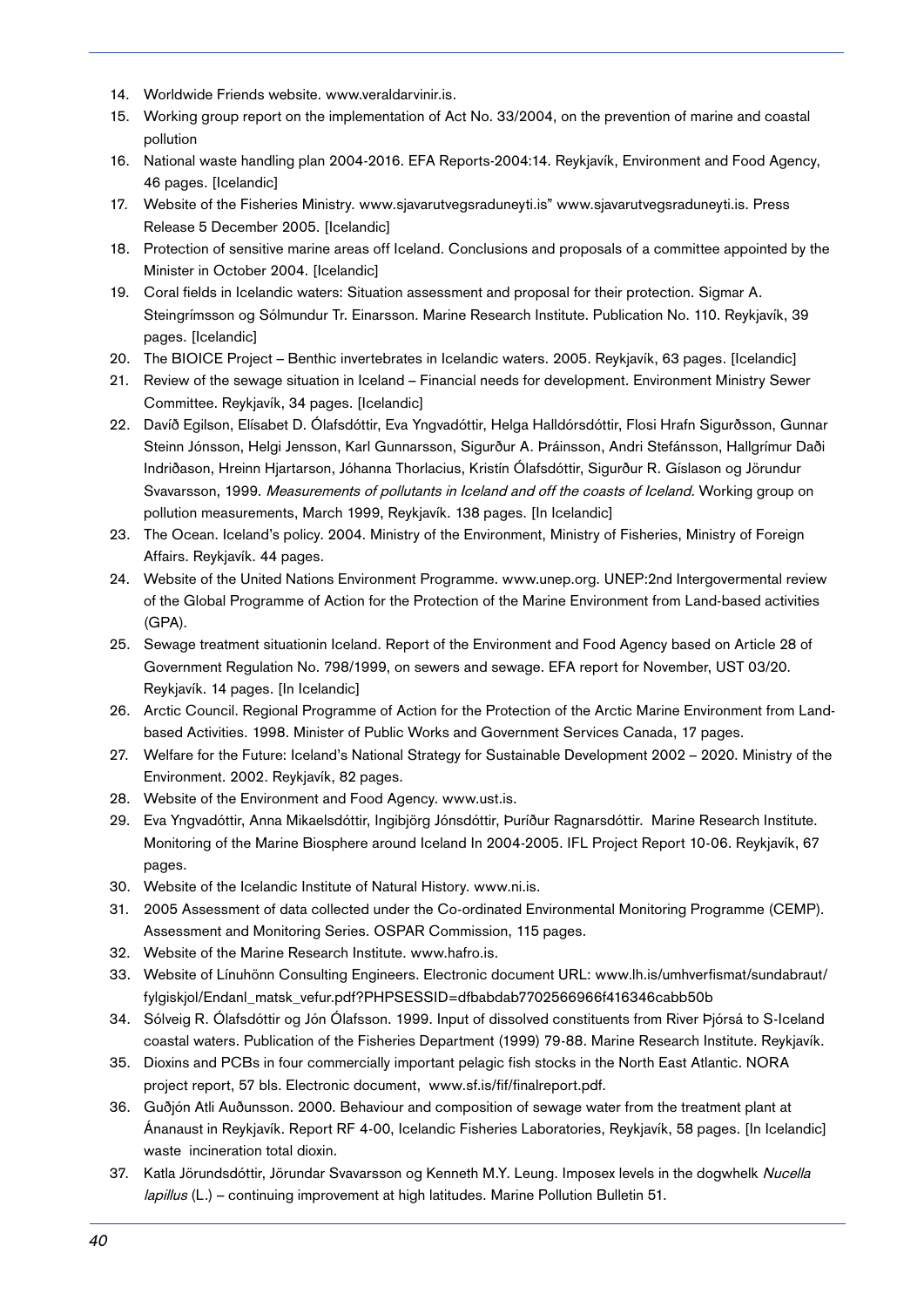14. Worldwide Friends website. www.veraldarvinir.is.
15. Working group report on the implementation of Act No. 33/2004, on the prevention of marine and coastal pollution
16. National waste handling plan 2004-2016. EFA Reports-2004:14. Reykjavík, Environment and Food Agency, 46 pages. [Icelandic]
17. Website of the Fisheries Ministry. www.sjavarutvegsraduneyti.is" www.sjavarutvegsraduneyti.is. Press Release 5 December 2005. [Icelandic]
18. Protection of sensitive marine areas off Iceland. Conclusions and proposals of a committee appointed by the Minister in October 2004. [Icelandic]
19. Coral fields in Icelandic waters: Situation assessment and proposal for their protection. Sigmar A. Steingrímsson og Sólmundur Tr. Einarsson. Marine Research Institute. Publication No. 110. Reykjavík, 39 pages. [Icelandic]
20. The BIOICE Project – Benthic invertebrates in Icelandic waters. 2005. Reykjavík, 63 pages. [Icelandic]
21. Review of the sewage situation in Iceland – Financial needs for development. Environment Ministry Sewer Committee. Reykjavík, 34 pages. [Icelandic]
22. Davíð Egilson, Elísabet D. Ólafsdóttir, Eva Yngvadóttir, Helga Halldórsdóttir, Flosi Hrafn Sigurðsson, Gunnar Steinn Jónsson, Helgi Jensson, Karl Gunnarsson, Sigurður A. Þráinsson, Andri Stefánsson, Hallgrímur Daði Indriðason, Hreinn Hjartarson, Jóhanna Thorlacius, Kristín Ólafsdóttir, Sigurður R. Gíslason og Jörundur Svavarsson, 1999. *Measurements of pollutants in Iceland and off the coasts of Iceland.* Working group on pollution measurements, March 1999, Reykjavík. 138 pages. [In Icelandic]
23. The Ocean. Iceland's policy. 2004. Ministry of the Environment, Ministry of Fisheries, Ministry of Foreign Affairs. Reykjavík. 44 pages.
24. Website of the United Nations Environment Programme. www.unep.org. UNEP:2nd Intergovermental review of the Global Programme of Action for the Protection of the Marine Environment from Land-based activities (GPA).
25. Sewage treatment situationin Iceland. Report of the Environment and Food Agency based on Article 28 of Government Regulation No. 798/1999, on sewers and sewage. EFA report for November, UST 03/20. Reykjavík. 14 pages. [In Icelandic]
26. Arctic Council. Regional Programme of Action for the Protection of the Arctic Marine Environment from Land-based Activities. 1998. Minister of Public Works and Government Services Canada, 17 pages.
27. Welfare for the Future: Iceland's National Strategy for Sustainable Development 2002 – 2020. Ministry of the Environment. 2002. Reykjavík, 82 pages.
28. Website of the Environment and Food Agency. www.ust.is.
29. Eva Yngvadóttir, Anna Mikaelsdóttir, Ingibjörg Jónsdóttir, Þuríður Ragnarsdóttir. Marine Research Institute. Monitoring of the Marine Biosphere around Iceland In 2004-2005. IFL Project Report 10-06. Reykjavík, 67 pages.
30. Website of the Icelandic Institute of Natural History. www.ni.is.
31. 2005 Assessment of data collected under the Co-ordinated Environmental Monitoring Programme (CEMP). Assessment and Monitoring Series. OSPAR Commission, 115 pages.
32. Website of the Marine Research Institute. www.hafro.is.
33. Website of Línuhönn Consulting Engineers. Electronic document URL: www.lh.is/umhverfismat/sundabraut/fylgiskjol/Endanl_matsk_vefur.pdf?PHPSESSID=dfbabdab7702566966f416346cabb50b
34. Sólveig R. Ólafsdóttir og Jón Ólafsson. 1999. Input of dissolved constituents from River Þjórsá to S-Iceland coastal waters. Publication of the Fisheries Department (1999) 79-88. Marine Research Institute. Reykjavík.
35. Dioxins and PCBs in four commercially important pelagic fish stocks in the North East Atlantic. NORA project report, 57 bls. Electronic document, www.sf.is/fif/finalreport.pdf.
36. Guðjón Atli Auðunsson. 2000. Behaviour and composition of sewage water from the treatment plant at Ánanaust in Reykjavík. Report RF 4-00, Icelandic Fisheries Laboratories, Reykjavík, 58 pages. [In Icelandic] waste incineration total dioxin.
37. Katla Jörundsdóttir, Jörundar Svavarsson og Kenneth M.Y. Leung. Imposex levels in the dogwhelk *Nucella lapillus* (L.) – continuing improvement at high latitudes. Marine Pollution Bulletin 51.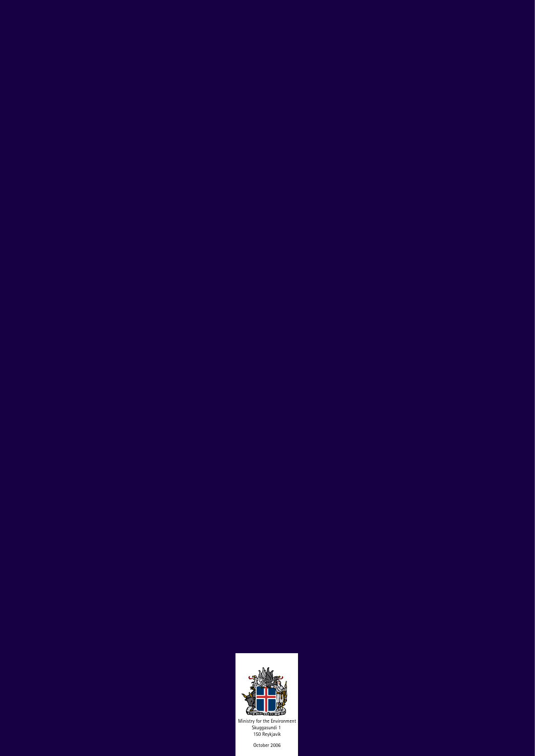Ministry for the Environment
Skuggasundi 1
150 Reykjavík

October 2006